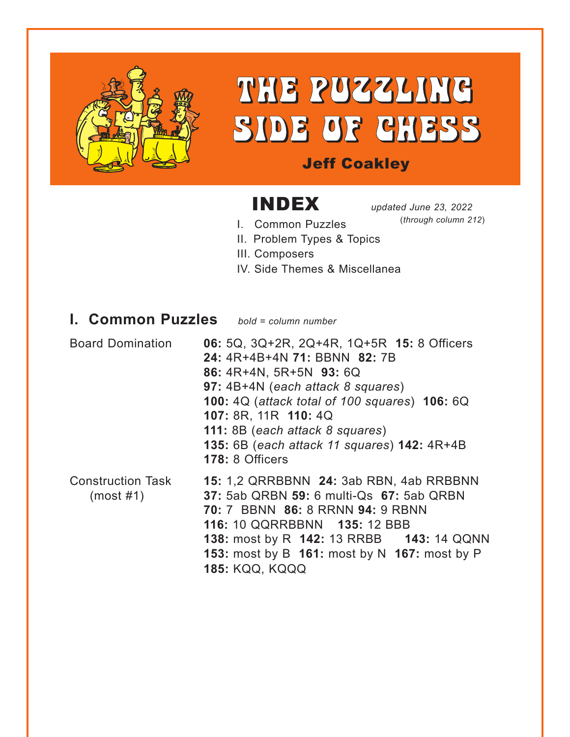# THE PUZZLING SIDE OF CHESS

**Jeff Coakley**

## INDEX

*updated June 23, 2022*
(*through column 212*)

I. Common Puzzles
II. Problem Types & Topics
III. Composers
IV. Side Themes & Miscellanea

## I. Common Puzzles

*bold = column number*

| | |
|---|---|
| Board Domination | **06:** 5Q, 3Q+2R, 2Q+4R, 1Q+5R **15:** 8 Officers **24:** 4R+4B+4N **71:** BBNN **82:** 7B **86:** 4R+4N, 5R+5N **93:** 6Q **97:** 4B+4N (*each attack 8 squares*) **100:** 4Q (*attack total of 100 squares*) **106:** 6Q **107:** 8R, 11R **110:** 4Q **111:** 8B (*each attack 8 squares*) **135:** 6B (*each attack 11 squares*) **142:** 4R+4B **178:** 8 Officers |
| Construction Task (most #1) | **15:** 1,2 QRRBBNN **24:** 3ab RBN, 4ab RRBBNN **37:** 5ab QRBN **59:** 6 multi-Qs **67:** 5ab QRBN **70:** 7 BBNN **86:** 8 RRNN **94:** 9 RBNN **116:** 10 QQRRBBNN **135:** 12 BBB **138:** most by R **142:** 13 RRBB **143:** 14 QQNN **153:** most by B **161:** most by N **167:** most by P **185:** KQQ, KQQQ |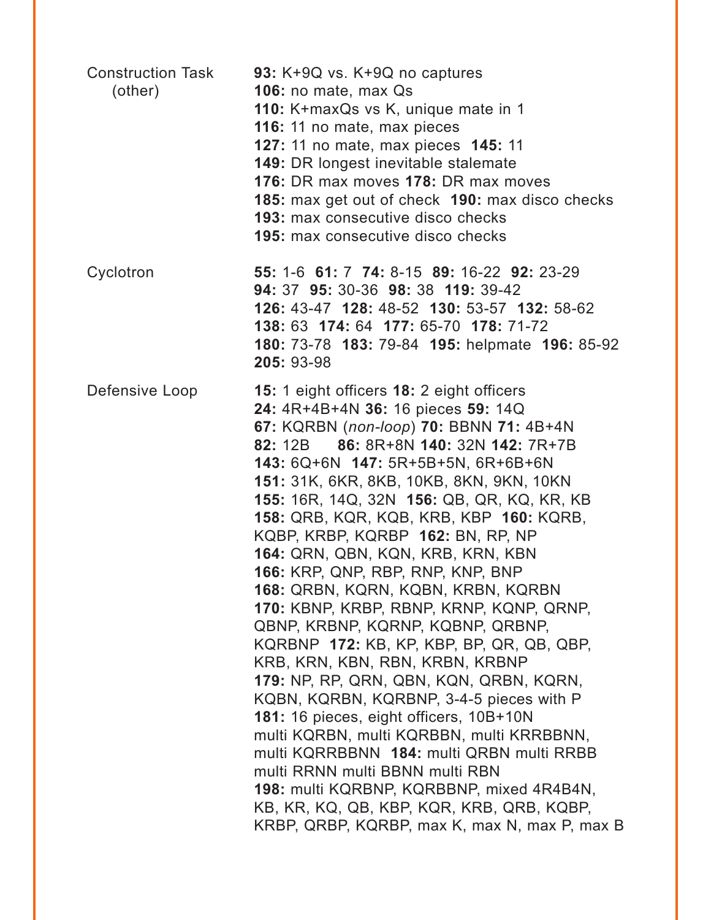| | |
|---|---|
| Construction Task (other) | **93:** K+9Q vs. K+9Q no captures<br>**106:** no mate, max Qs<br>**110:** K+maxQs vs K, unique mate in 1<br>**116:** 11 no mate, max pieces<br>**127:** 11 no mate, max pieces **145:** 11<br>**149:** DR longest inevitable stalemate<br>**176:** DR max moves **178:** DR max moves<br>**185:** max get out of check **190:** max disco checks<br>**193:** max consecutive disco checks<br>**195:** max consecutive disco checks |
| Cyclotron | **55:** 1-6 **61:** 7 **74:** 8-15 **89:** 16-22 **92:** 23-29<br>**94:** 37 **95:** 30-36 **98:** 38 **119:** 39-42<br>**126:** 43-47 **128:** 48-52 **130:** 53-57 **132:** 58-62<br>**138:** 63 **174:** 64 **177:** 65-70 **178:** 71-72<br>**180:** 73-78 **183:** 79-84 **195:** helpmate **196:** 85-92<br>**205:** 93-98 |
| Defensive Loop | **15:** 1 eight officers **18:** 2 eight officers<br>**24:** 4R+4B+4N **36:** 16 pieces **59:** 14Q<br>**67:** KQRBN (*non-loop*) **70:** BBNN **71:** 4B+4N<br>**82:** 12B **86:** 8R+8N **140:** 32N **142:** 7R+7B<br>**143:** 6Q+6N **147:** 5R+5B+5N, 6R+6B+6N<br>**151:** 31K, 6KR, 8KB, 10KB, 8KN, 9KN, 10KN<br>**155:** 16R, 14Q, 32N **156:** QB, QR, KQ, KR, KB<br>**158:** QRB, KQR, KQB, KRB, KBP **160:** KQRB, KQBP, KRBP, KQRBP **162:** BN, RP, NP<br>**164:** QRN, QBN, KQN, KRB, KRN, KBN<br>**166:** KRP, QNP, RBP, RNP, KNP, BNP<br>**168:** QRBN, KQRN, KQBN, KRBN, KQRBN<br>**170:** KBNP, KRBP, RBNP, KRNP, KQNP, QRNP, QBNP, KRBNP, KQRNP, KQBNP, QRBNP, KQRBNP **172:** KB, KP, KBP, BP, QR, QB, QBP, KRB, KRN, KBN, RBN, KRBN, KRBNP<br>**179:** NP, RP, QRN, QBN, KQN, QRBN, KQRN, KQBN, KQRBN, KQRBNP, 3-4-5 pieces with P<br>**181:** 16 pieces, eight officers, 10B+10N multi KQRBN, multi KQRBBN, multi KRRBBNN, multi KQRRBBNN **184:** multi QRBN multi RRBB multi RRNN multi BBNN multi RBN<br>**198:** multi KQRBNP, KQRBBNP, mixed 4R4B4N, KB, KR, KQ, QB, KBP, KQR, KRB, QRB, KQBP, KRBP, QRBP, KQRBP, max K, max N, max P, max B |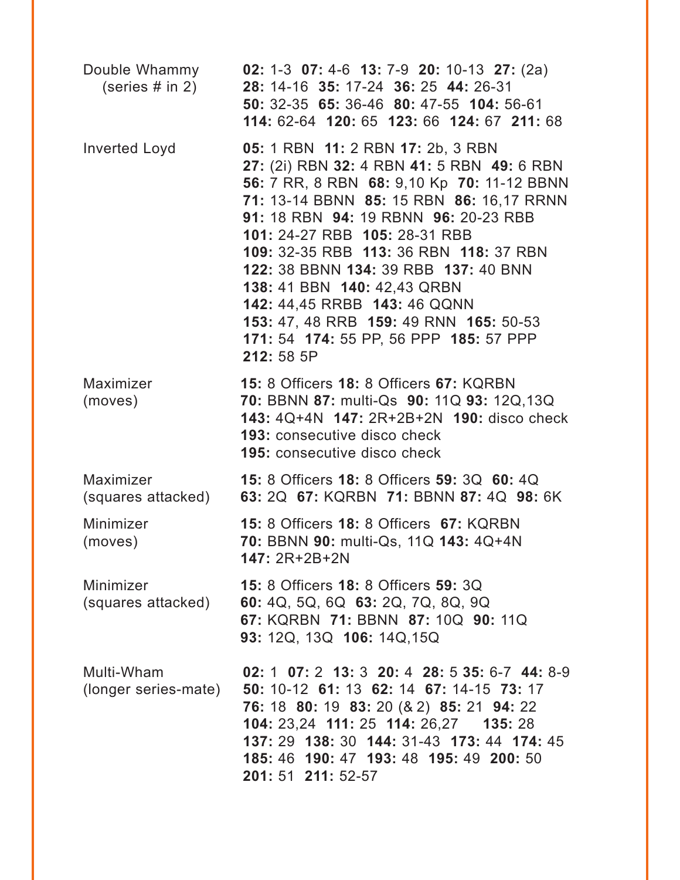| | |
|---|---|
| Double Whammy (series # in 2) | **02:** 1-3 **07:** 4-6 **13:** 7-9 **20:** 10-13 **27:** (2a) **28:** 14-16 **35:** 17-24 **36:** 25 **44:** 26-31 **50:** 32-35 **65:** 36-46 **80:** 47-55 **104:** 56-61 **114:** 62-64 **120:** 65 **123:** 66 **124:** 67 **211:** 68 |
| Inverted Loyd | **05:** 1 RBN **11:** 2 RBN **17:** 2b, 3 RBN **27:** (2i) RBN **32:** 4 RBN **41:** 5 RBN **49:** 6 RBN **56:** 7 RR, 8 RBN **68:** 9,10 Kp **70:** 11-12 BBNN **71:** 13-14 BBNN **85:** 15 RBN **86:** 16,17 RRNN **91:** 18 RBN **94:** 19 RBNN **96:** 20-23 RBB **101:** 24-27 RBB **105:** 28-31 RBB **109:** 32-35 RBB **113:** 36 RBN **118:** 37 RBN **122:** 38 BBNN **134:** 39 RBB **137:** 40 BNN **138:** 41 BBN **140:** 42,43 QRBN **142:** 44,45 RRBB **143:** 46 QQNN **153:** 47, 48 RRB **159:** 49 RNN **165:** 50-53 **171:** 54 **174:** 55 PP, 56 PPP **185:** 57 PPP **212:** 58 5P |
| Maximizer (moves) | **15:** 8 Officers **18:** 8 Officers **67:** KQRBN **70:** BBNN **87:** multi-Qs **90:** 11Q **93:** 12Q,13Q **143:** 4Q+4N **147:** 2R+2B+2N **190:** disco check **193:** consecutive disco check **195:** consecutive disco check |
| Maximizer (squares attacked) | **15:** 8 Officers **18:** 8 Officers **59:** 3Q **60:** 4Q **63:** 2Q **67:** KQRBN **71:** BBNN **87:** 4Q **98:** 6K |
| Minimizer (moves) | **15:** 8 Officers **18:** 8 Officers **67:** KQRBN **70:** BBNN **90:** multi-Qs, 11Q **143:** 4Q+4N **147:** 2R+2B+2N |
| Minimizer (squares attacked) | **15:** 8 Officers **18:** 8 Officers **59:** 3Q **60:** 4Q, 5Q, 6Q **63:** 2Q, 7Q, 8Q, 9Q **67:** KQRBN **71:** BBNN **87:** 10Q **90:** 11Q **93:** 12Q, 13Q **106:** 14Q,15Q |
| Multi-Wham (longer series-mate) | **02:** 1 **07:** 2 **13:** 3 **20:** 4 **28:** 5 **35:** 6-7 **44:** 8-9 **50:** 10-12 **61:** 13 **62:** 14 **67:** 14-15 **73:** 17 **76:** 18 **80:** 19 **83:** 20 (& 2) **85:** 21 **94:** 22 **104:** 23,24 **111:** 25 **114:** 26,27 **135:** 28 **137:** 29 **138:** 30 **144:** 31-43 **173:** 44 **174:** 45 **185:** 46 **190:** 47 **193:** 48 **195:** 49 **200:** 50 **201:** 51 **211:** 52-57 |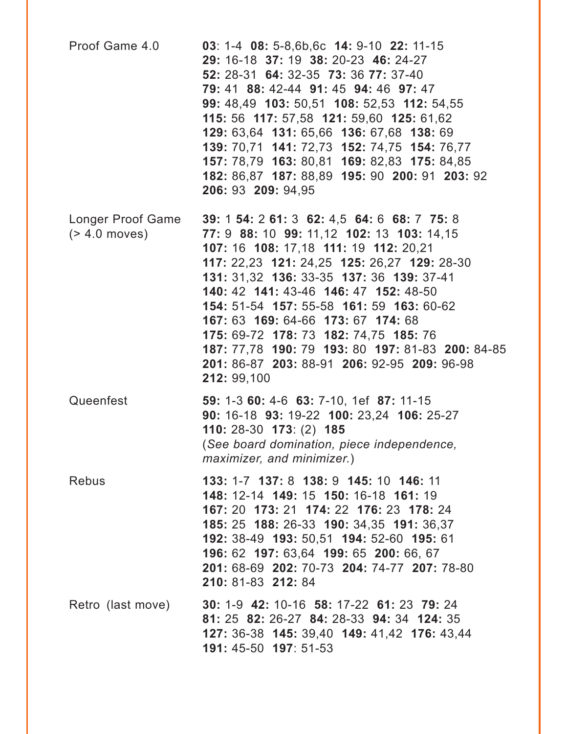| | |
|---|---|
| Proof Game 4.0 | **03**: 1-4  **08:** 5-8,6b,6c  **14:** 9-10  **22:** 11-15  **29:** 16-18  **37:** 19  **38:** 20-23  **46:** 24-27  **52:** 28-31  **64:** 32-35  **73:** 36 **77:** 37-40  **79:** 41  **88:** 42-44  **91:** 45  **94:** 46  **97:** 47  **99:** 48,49  **103:** 50,51  **108:** 52,53  **112:** 54,55  **115:** 56  **117:** 57,58  **121:** 59,60  **125:** 61,62  **129:** 63,64  **131:** 65,66  **136:** 67,68  **138:** 69  **139:** 70,71  **141:** 72,73  **152:** 74,75  **154:** 76,77  **157:** 78,79  **163:** 80,81  **169:** 82,83  **175:** 84,85  **182:** 86,87  **187:** 88,89  **195:** 90  **200:** 91  **203:** 92  **206:** 93  **209:** 94,95 |
| Longer Proof Game (> 4.0 moves) | **39:** 1 **54:** 2 **61:** 3  **62:** 4,5  **64:** 6  **68:** 7  **75:** 8  **77:** 9  **88:** 10  **99:** 11,12  **102:** 13  **103:** 14,15  **107:** 16  **108:** 17,18  **111:** 19  **112:** 20,21  **117:** 22,23  **121:** 24,25  **125:** 26,27  **129:** 28-30  **131:** 31,32  **136:** 33-35  **137:** 36  **139:** 37-41  **140:** 42  **141:** 43-46  **146:** 47  **152:** 48-50  **154:** 51-54  **157:** 55-58  **161:** 59  **163:** 60-62  **167:** 63  **169:** 64-66  **173:** 67  **174:** 68  **175:** 69-72  **178:** 73  **182:** 74,75  **185:** 76  **187:** 77,78  **190:** 79  **193:** 80  **197:** 81-83  **200:** 84-85  **201:** 86-87  **203:** 88-91  **206:** 92-95  **209:** 96-98  **212:** 99,100 |
| Queenfest | **59:** 1-3 **60:** 4-6  **63:** 7-10, 1ef  **87:** 11-15  **90:** 16-18  **93:** 19-22  **100:** 23,24  **106:** 25-27  **110:** 28-30  **173**: (2)  **185** (*See board domination, piece independence, maximizer, and minimizer.*) |
| Rebus | **133:** 1-7  **137:** 8  **138:** 9  **145:** 10  **146:** 11  **148:** 12-14  **149:** 15  **150:** 16-18  **161:** 19  **167:** 20  **173:** 21  **174:** 22  **176:** 23  **178:** 24  **185:** 25  **188:** 26-33  **190:** 34,35  **191:** 36,37  **192:** 38-49  **193:** 50,51  **194:** 52-60  **195:** 61  **196:** 62  **197:** 63,64  **199:** 65  **200:** 66, 67  **201:** 68-69  **202:** 70-73  **204:** 74-77  **207:** 78-80  **210:** 81-83  **212:** 84 |
| Retro  (last move) | **30:** 1-9  **42:** 10-16  **58:** 17-22  **61:** 23  **79:** 24  **81:** 25  **82:** 26-27  **84:** 28-33  **94:** 34  **124:** 35  **127:** 36-38  **145:** 39,40  **149:** 41,42  **176:** 43,44  **191:** 45-50  **197**: 51-53 |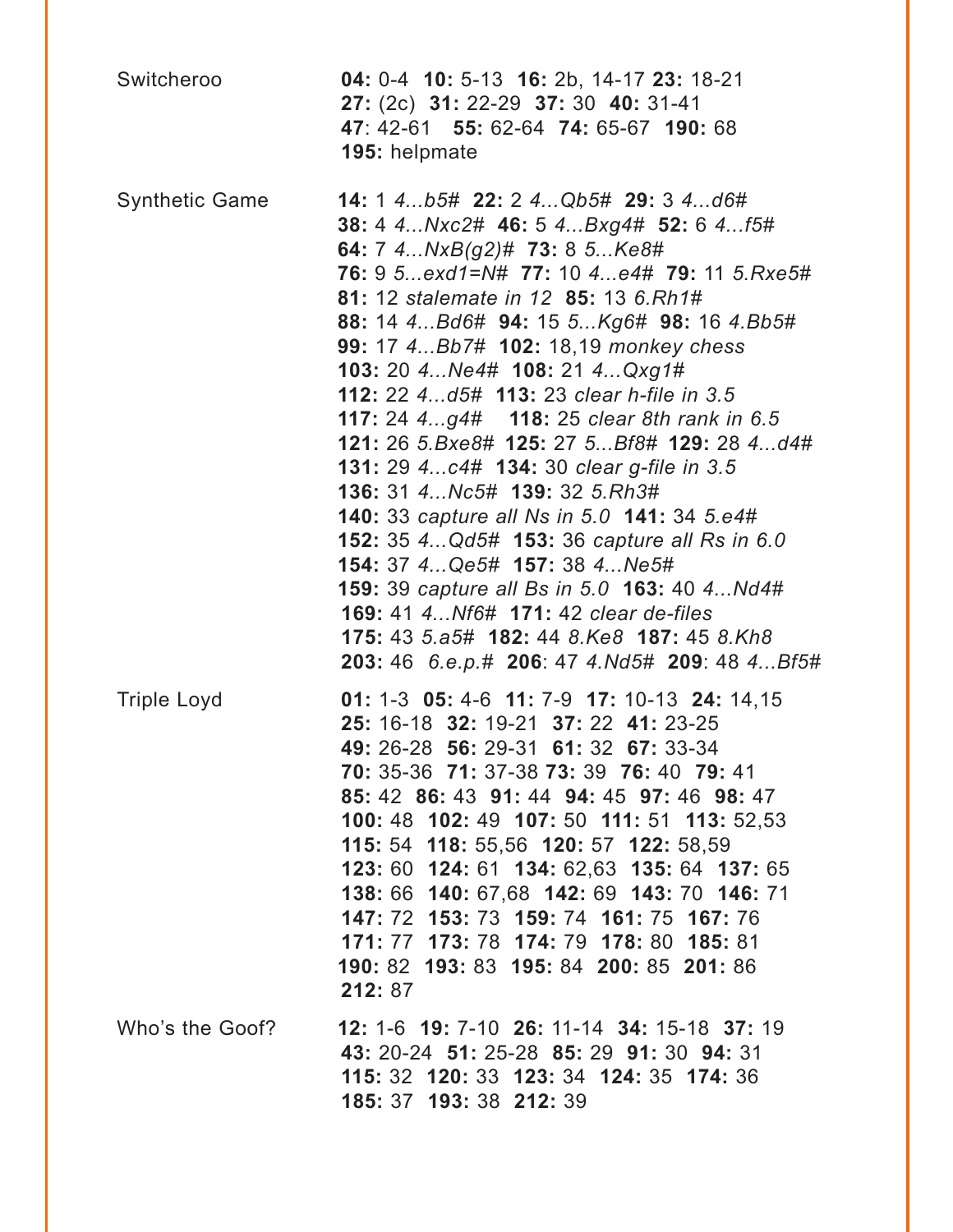| | |
|---|---|
| Switcheroo | **04:** 0-4 **10:** 5-13 **16:** 2b, 14-17 **23:** 18-21 **27:** (2c) **31:** 22-29 **37:** 30 **40:** 31-41 **47**: 42-61 **55:** 62-64 **74:** 65-67 **190:** 68 **195:** helpmate |
| Synthetic Game | **14:** 1 *4...b5#* **22:** 2 *4...Qb5#* **29:** 3 *4...d6#* **38:** 4 *4...Nxc2#* **46:** 5 *4...Bxg4#* **52:** 6 *4...f5#* **64:** 7 *4...NxB(g2)#* **73:** 8 *5...Ke8#* **76:** 9 *5...exd1=N#* **77:** 10 *4...e4#* **79:** 11 *5.Rxe5#* **81:** 12 *stalemate in 12* **85:** 13 *6.Rh1#* **88:** 14 *4...Bd6#* **94:** 15 *5...Kg6#* **98:** 16 *4.Bb5#* **99:** 17 *4...Bb7#* **102:** 18,19 *monkey chess* **103:** 20 *4...Ne4#* **108:** 21 *4...Qxg1#* **112:** 22 *4...d5#* **113:** 23 *clear h-file in 3.5* **117:** 24 *4...g4#* **118:** 25 *clear 8th rank in 6.5* **121:** 26 *5.Bxe8#* **125:** 27 *5...Bf8#* **129:** 28 *4...d4#* **131:** 29 *4...c4#* **134:** 30 *clear g-file in 3.5* **136:** 31 *4...Nc5#* **139:** 32 *5.Rh3#* **140:** 33 *capture all Ns in 5.0* **141:** 34 *5.e4#* **152:** 35 *4...Qd5#* **153:** 36 *capture all Rs in 6.0* **154:** 37 *4...Qe5#* **157:** 38 *4...Ne5#* **159:** 39 *capture all Bs in 5.0* **163:** 40 *4...Nd4#* **169:** 41 *4...Nf6#* **171:** 42 *clear de-files* **175:** 43 *5.a5#* **182:** 44 *8.Ke8* **187:** 45 *8.Kh8* **203:** 46 *6.e.p.#* **206**: 47 *4.Nd5#* **209**: 48 *4...Bf5#* |
| Triple Loyd | **01:** 1-3 **05:** 4-6 **11:** 7-9 **17:** 10-13 **24:** 14,15 **25:** 16-18 **32:** 19-21 **37:** 22 **41:** 23-25 **49:** 26-28 **56:** 29-31 **61:** 32 **67:** 33-34 **70:** 35-36 **71:** 37-38 **73:** 39 **76:** 40 **79:** 41 **85:** 42 **86:** 43 **91:** 44 **94:** 45 **97:** 46 **98:** 47 **100:** 48 **102:** 49 **107:** 50 **111:** 51 **113:** 52,53 **115:** 54 **118:** 55,56 **120:** 57 **122:** 58,59 **123:** 60 **124:** 61 **134:** 62,63 **135:** 64 **137:** 65 **138:** 66 **140:** 67,68 **142:** 69 **143:** 70 **146:** 71 **147:** 72 **153:** 73 **159:** 74 **161:** 75 **167:** 76 **171:** 77 **173:** 78 **174:** 79 **178:** 80 **185:** 81 **190:** 82 **193:** 83 **195:** 84 **200:** 85 **201:** 86 **212:** 87 |
| Who's the Goof? | **12:** 1-6 **19:** 7-10 **26:** 11-14 **34:** 15-18 **37:** 19 **43:** 20-24 **51:** 25-28 **85:** 29 **91:** 30 **94:** 31 **115:** 32 **120:** 33 **123:** 34 **124:** 35 **174:** 36 **185:** 37 **193:** 38 **212:** 39 |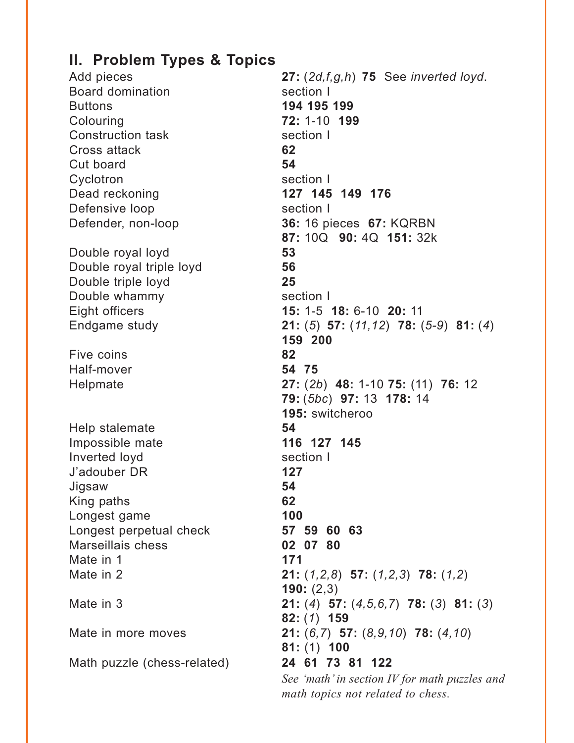## II. Problem Types & Topics

| | |
|---|---|
| Add pieces | **27:** (*2d,f,g,h*) **75** See *inverted loyd*. |
| Board domination | section I |
| Buttons | **194 195 199** |
| Colouring | **72:** 1-10 **199** |
| Construction task | section I |
| Cross attack | **62** |
| Cut board | **54** |
| Cyclotron | section I |
| Dead reckoning | **127 145 149 176** |
| Defensive loop | section I |
| Defender, non-loop | **36:** 16 pieces **67:** KQRBN **87:** 10Q **90:** 4Q **151:** 32k |
| Double royal loyd | **53** |
| Double royal triple loyd | **56** |
| Double triple loyd | **25** |
| Double whammy | section I |
| Eight officers | **15:** 1-5 **18:** 6-10 **20:** 11 |
| Endgame study | **21:** (*5*) **57:** (*11,12*) **78:** (*5-9*) **81:** (*4*) **159 200** |
| Five coins | **82** |
| Half-mover | **54 75** |
| Helpmate | **27:** (*2b*) **48:** 1-10 **75:** (11) **76:** 12 **79:** (*5bc*) **97:** 13 **178:** 14 **195:** switcheroo |
| Help stalemate | **54** |
| Impossible mate | **116 127 145** |
| Inverted loyd | section I |
| J'adouber DR | **127** |
| Jigsaw | **54** |
| King paths | **62** |
| Longest game | **100** |
| Longest perpetual check | **57 59 60 63** |
| Marseillais chess | **02 07 80** |
| Mate in 1 | **171** |
| Mate in 2 | **21:** (*1,2,8*) **57:** (*1,2,3*) **78:** (*1,2*) **190:** (2,3) |
| Mate in 3 | **21:** (*4*) **57:** (*4,5,6,7*) **78:** (*3*) **81:** (*3*) **82:** (*1*) **159** |
| Mate in more moves | **21:** (*6,7*) **57:** (*8,9,10*) **78:** (*4,10*) **81:** (1) **100** |
| Math puzzle (chess-related) | **24 61 73 81 122** *See 'math' in section IV for math puzzles and math topics not related to chess.* |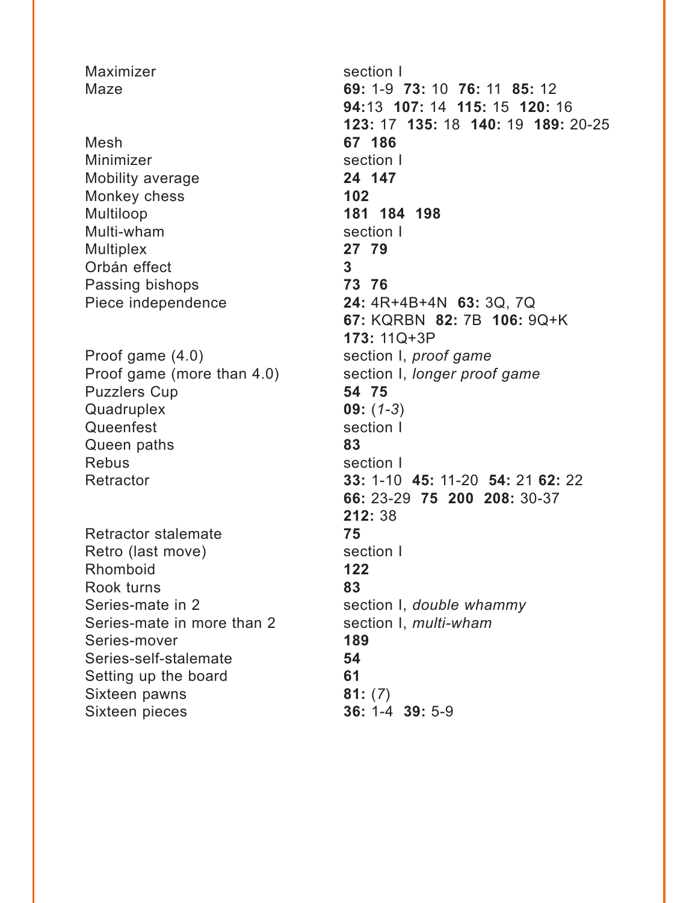| | |
|---|---|
| Maximizer | section I |
| Maze | **69:** 1-9 **73:** 10 **76:** 11 **85:** 12 **94:**13 **107:** 14 **115:** 15 **120:** 16 **123:** 17 **135:** 18 **140:** 19 **189:** 20-25 |
| Mesh | **67 186** |
| Minimizer | section I |
| Mobility average | **24 147** |
| Monkey chess | **102** |
| Multiloop | **181 184 198** |
| Multi-wham | section I |
| Multiplex | **27 79** |
| Orbán effect | **3** |
| Passing bishops | **73 76** |
| Piece independence | **24:** 4R+4B+4N **63:** 3Q, 7Q **67:** KQRBN **82:** 7B **106:** 9Q+K **173:** 11Q+3P |
| Proof game (4.0) | section I, *proof game* |
| Proof game (more than 4.0) | section I, *longer proof game* |
| Puzzlers Cup | **54 75** |
| Quadruplex | **09:** (*1-3*) |
| Queenfest | section I |
| Queen paths | **83** |
| Rebus | section I |
| Retractor | **33:** 1-10 **45:** 11-20 **54:** 21 **62:** 22 **66:** 23-29 **75 200 208:** 30-37 **212:** 38 |
| Retractor stalemate | **75** |
| Retro (last move) | section I |
| Rhomboid | **122** |
| Rook turns | **83** |
| Series-mate in 2 | section I, *double whammy* |
| Series-mate in more than 2 | section I, *multi-wham* |
| Series-mover | **189** |
| Series-self-stalemate | **54** |
| Setting up the board | **61** |
| Sixteen pawns | **81:** (*7*) |
| Sixteen pieces | **36:** 1-4 **39:** 5-9 |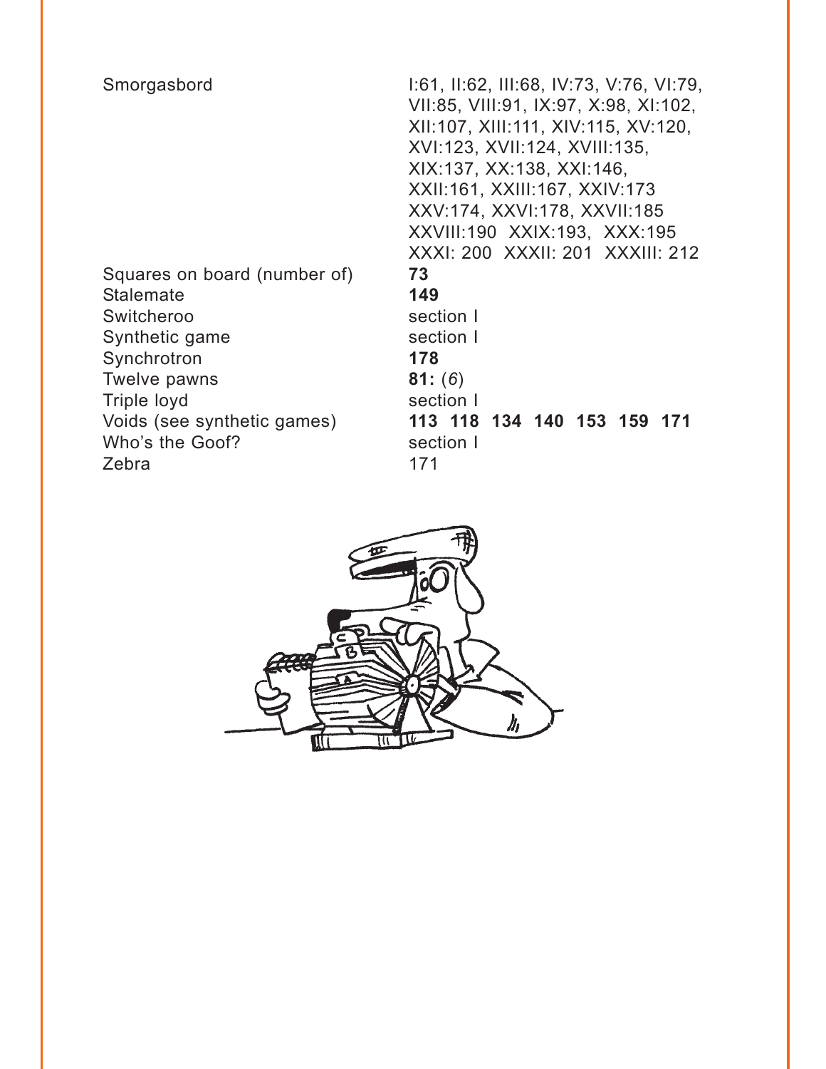| | |
|---|---|
| Smorgasbord | I:61, II:62, III:68, IV:73, V:76, VI:79, VII:85, VIII:91, IX:97, X:98, XI:102, XII:107, XIII:111, XIV:115, XV:120, XVI:123, XVII:124, XVIII:135, XIX:137, XX:138, XXI:146, XXII:161, XXIII:167, XXIV:173 XXV:174, XXVI:178, XXVII:185 XXVIII:190 XXIX:193, XXX:195 XXXI: 200 XXXII: 201 XXXIII: 212 |
| Squares on board (number of) | **73** |
| Stalemate | **149** |
| Switcheroo | section I |
| Synthetic game | section I |
| Synchrotron | **178** |
| Twelve pawns | **81:** (*6*) |
| Triple loyd | section I |
| Voids (see synthetic games) | **113 118 134 140 153 159 171** |
| Who's the Goof? | section I |
| Zebra | 171 |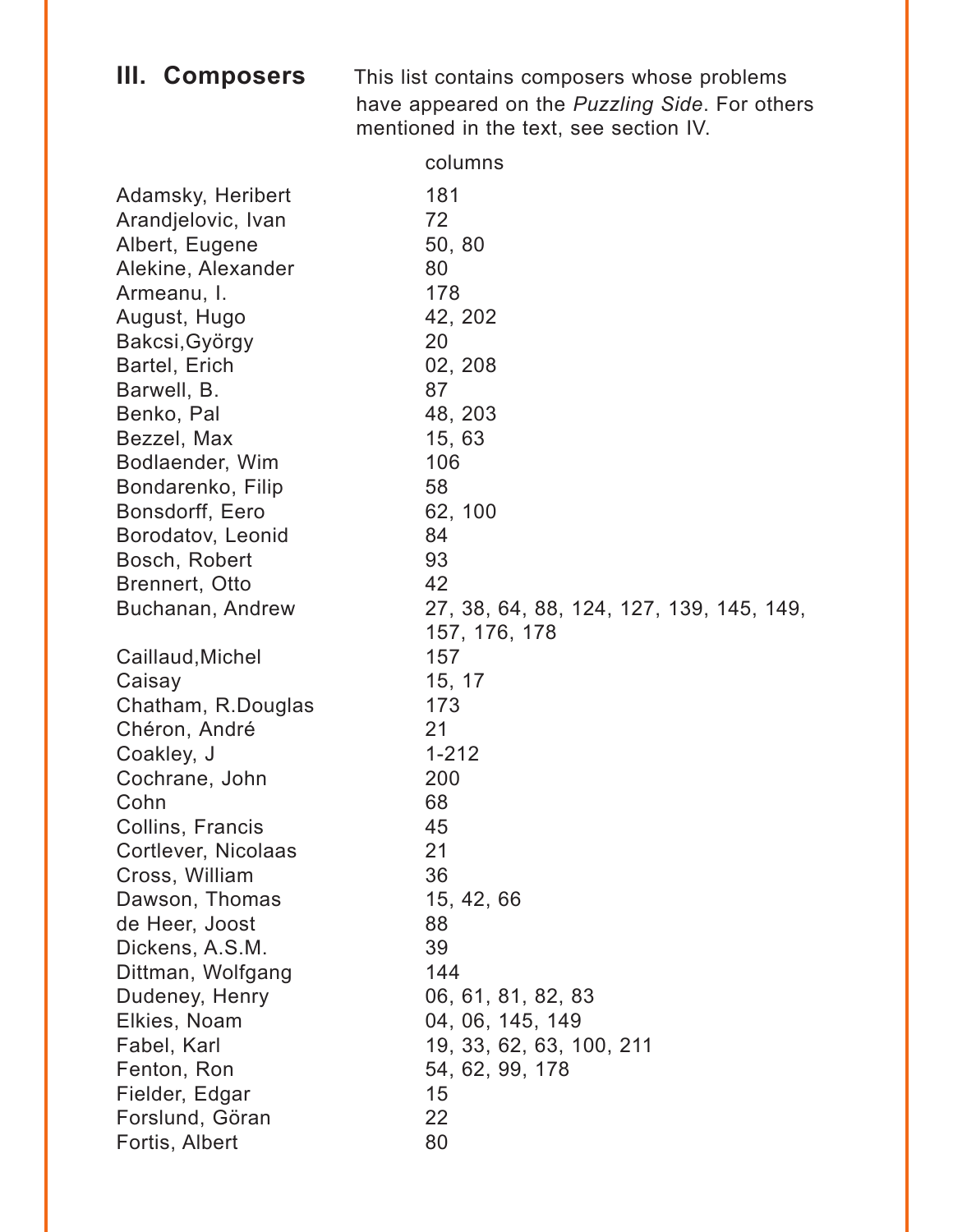## III. Composers

This list contains composers whose problems have appeared on the *Puzzling Side*. For others mentioned in the text, see section IV.

| | columns |
|---|---|
| Adamsky, Heribert | 181 |
| Arandjelovic, Ivan | 72 |
| Albert, Eugene | 50, 80 |
| Alekine, Alexander | 80 |
| Armeanu, I. | 178 |
| August, Hugo | 42, 202 |
| Bakcsi,György | 20 |
| Bartel, Erich | 02, 208 |
| Barwell, B. | 87 |
| Benko, Pal | 48, 203 |
| Bezzel, Max | 15, 63 |
| Bodlaender, Wim | 106 |
| Bondarenko, Filip | 58 |
| Bonsdorff, Eero | 62, 100 |
| Borodatov, Leonid | 84 |
| Bosch, Robert | 93 |
| Brennert, Otto | 42 |
| Buchanan, Andrew | 27, 38, 64, 88, 124, 127, 139, 145, 149, 157, 176, 178 |
| Caillaud,Michel | 157 |
| Caisay | 15, 17 |
| Chatham, R.Douglas | 173 |
| Chéron, André | 21 |
| Coakley, J | 1-212 |
| Cochrane, John | 200 |
| Cohn | 68 |
| Collins, Francis | 45 |
| Cortlever, Nicolaas | 21 |
| Cross, William | 36 |
| Dawson, Thomas | 15, 42, 66 |
| de Heer, Joost | 88 |
| Dickens, A.S.M. | 39 |
| Dittman, Wolfgang | 144 |
| Dudeney, Henry | 06, 61, 81, 82, 83 |
| Elkies, Noam | 04, 06, 145, 149 |
| Fabel, Karl | 19, 33, 62, 63, 100, 211 |
| Fenton, Ron | 54, 62, 99, 178 |
| Fielder, Edgar | 15 |
| Forslund, Göran | 22 |
| Fortis, Albert | 80 |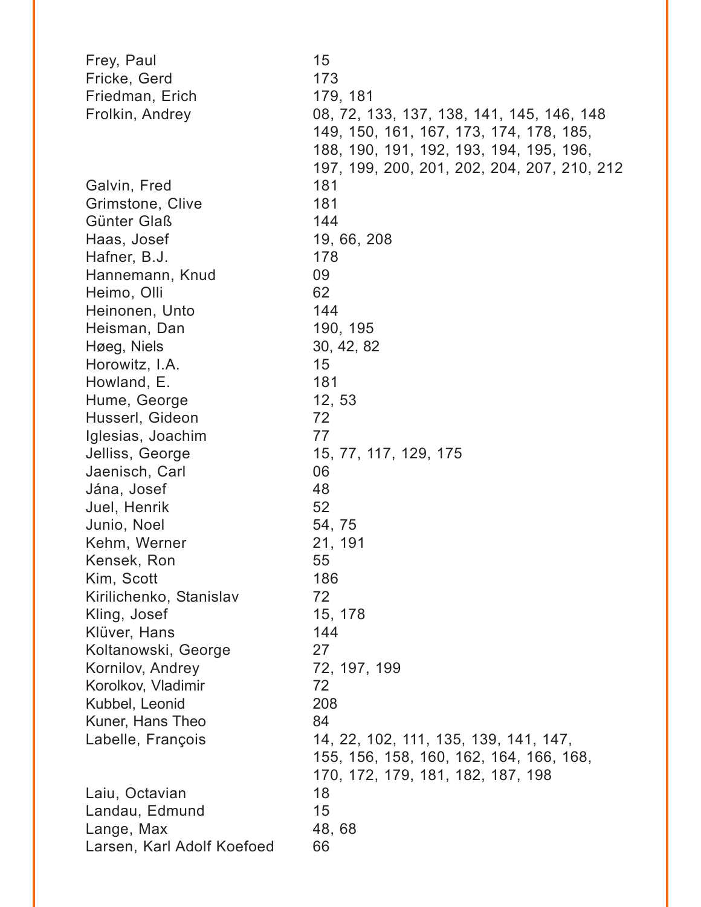| | |
|---|---|
| Frey, Paul | 15 |
| Fricke, Gerd | 173 |
| Friedman, Erich | 179, 181 |
| Frolkin, Andrey | 08, 72, 133, 137, 138, 141, 145, 146, 148 149, 150, 161, 167, 173, 174, 178, 185, 188, 190, 191, 192, 193, 194, 195, 196, 197, 199, 200, 201, 202, 204, 207, 210, 212 |
| Galvin, Fred | 181 |
| Grimstone, Clive | 181 |
| Günter Glaß | 144 |
| Haas, Josef | 19, 66, 208 |
| Hafner, B.J. | 178 |
| Hannemann, Knud | 09 |
| Heimo, Olli | 62 |
| Heinonen, Unto | 144 |
| Heisman, Dan | 190, 195 |
| Høeg, Niels | 30, 42, 82 |
| Horowitz, I.A. | 15 |
| Howland, E. | 181 |
| Hume, George | 12, 53 |
| Husserl, Gideon | 72 |
| Iglesias, Joachim | 77 |
| Jelliss, George | 15, 77, 117, 129, 175 |
| Jaenisch, Carl | 06 |
| Jána, Josef | 48 |
| Juel, Henrik | 52 |
| Junio, Noel | 54, 75 |
| Kehm, Werner | 21, 191 |
| Kensek, Ron | 55 |
| Kim, Scott | 186 |
| Kirilichenko, Stanislav | 72 |
| Kling, Josef | 15, 178 |
| Klüver, Hans | 144 |
| Koltanowski, George | 27 |
| Kornilov, Andrey | 72, 197, 199 |
| Korolkov, Vladimir | 72 |
| Kubbel, Leonid | 208 |
| Kuner, Hans Theo | 84 |
| Labelle, François | 14, 22, 102, 111, 135, 139, 141, 147, 155, 156, 158, 160, 162, 164, 166, 168, 170, 172, 179, 181, 182, 187, 198 |
| Laiu, Octavian | 18 |
| Landau, Edmund | 15 |
| Lange, Max | 48, 68 |
| Larsen, Karl Adolf Koefoed | 66 |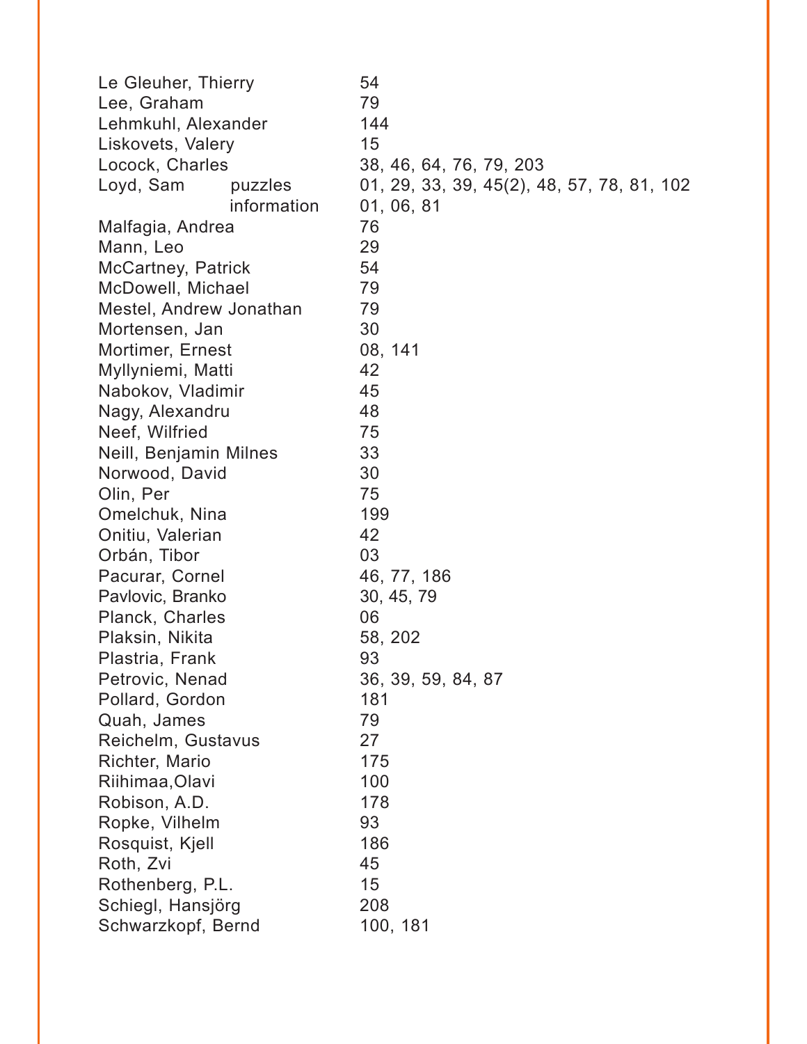| | |
|---|---|
| Le Gleuher, Thierry | 54 |
| Lee, Graham | 79 |
| Lehmkuhl, Alexander | 144 |
| Liskovets, Valery | 15 |
| Locock, Charles | 38, 46, 64, 76, 79, 203 |
| Loyd, Sam puzzles | 01, 29, 33, 39, 45(2), 48, 57, 78, 81, 102 |
| information | 01, 06, 81 |
| Malfagia, Andrea | 76 |
| Mann, Leo | 29 |
| McCartney, Patrick | 54 |
| McDowell, Michael | 79 |
| Mestel, Andrew Jonathan | 79 |
| Mortensen, Jan | 30 |
| Mortimer, Ernest | 08, 141 |
| Myllyniemi, Matti | 42 |
| Nabokov, Vladimir | 45 |
| Nagy, Alexandru | 48 |
| Neef, Wilfried | 75 |
| Neill, Benjamin Milnes | 33 |
| Norwood, David | 30 |
| Olin, Per | 75 |
| Omelchuk, Nina | 199 |
| Onitiu, Valerian | 42 |
| Orbán, Tibor | 03 |
| Pacurar, Cornel | 46, 77, 186 |
| Pavlovic, Branko | 30, 45, 79 |
| Planck, Charles | 06 |
| Plaksin, Nikita | 58, 202 |
| Plastria, Frank | 93 |
| Petrovic, Nenad | 36, 39, 59, 84, 87 |
| Pollard, Gordon | 181 |
| Quah, James | 79 |
| Reichelm, Gustavus | 27 |
| Richter, Mario | 175 |
| Riihimaa,Olavi | 100 |
| Robison, A.D. | 178 |
| Ropke, Vilhelm | 93 |
| Rosquist, Kjell | 186 |
| Roth, Zvi | 45 |
| Rothenberg, P.L. | 15 |
| Schiegl, Hansjörg | 208 |
| Schwarzkopf, Bernd | 100, 181 |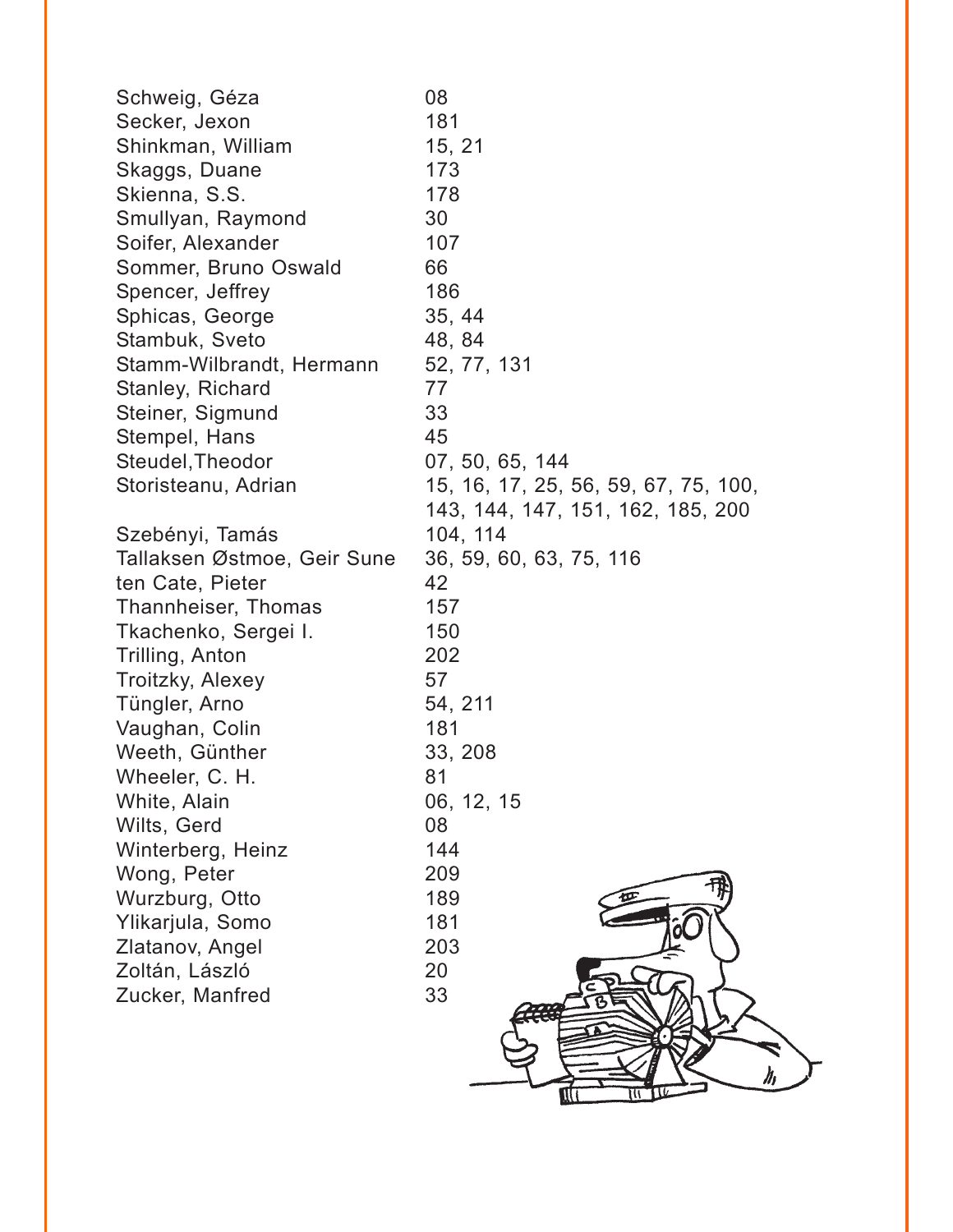| | |
|---|---|
| Schweig, Géza | 08 |
| Secker, Jexon | 181 |
| Shinkman, William | 15, 21 |
| Skaggs, Duane | 173 |
| Skienna, S.S. | 178 |
| Smullyan, Raymond | 30 |
| Soifer, Alexander | 107 |
| Sommer, Bruno Oswald | 66 |
| Spencer, Jeffrey | 186 |
| Sphicas, George | 35, 44 |
| Stambuk, Sveto | 48, 84 |
| Stamm-Wilbrandt, Hermann | 52, 77, 131 |
| Stanley, Richard | 77 |
| Steiner, Sigmund | 33 |
| Stempel, Hans | 45 |
| Steudel,Theodor | 07, 50, 65, 144 |
| Storisteanu, Adrian | 15, 16, 17, 25, 56, 59, 67, 75, 100, 143, 144, 147, 151, 162, 185, 200 |
| Szebényi, Tamás | 104, 114 |
| Tallaksen Østmoe, Geir Sune | 36, 59, 60, 63, 75, 116 |
| ten Cate, Pieter | 42 |
| Thannheiser, Thomas | 157 |
| Tkachenko, Sergei I. | 150 |
| Trilling, Anton | 202 |
| Troitzky, Alexey | 57 |
| Tüngler, Arno | 54, 211 |
| Vaughan, Colin | 181 |
| Weeth, Günther | 33, 208 |
| Wheeler, C. H. | 81 |
| White, Alain | 06, 12, 15 |
| Wilts, Gerd | 08 |
| Winterberg, Heinz | 144 |
| Wong, Peter | 209 |
| Wurzburg, Otto | 189 |
| Ylikarjula, Somo | 181 |
| Zlatanov, Angel | 203 |
| Zoltán, László | 20 |
| Zucker, Manfred | 33 |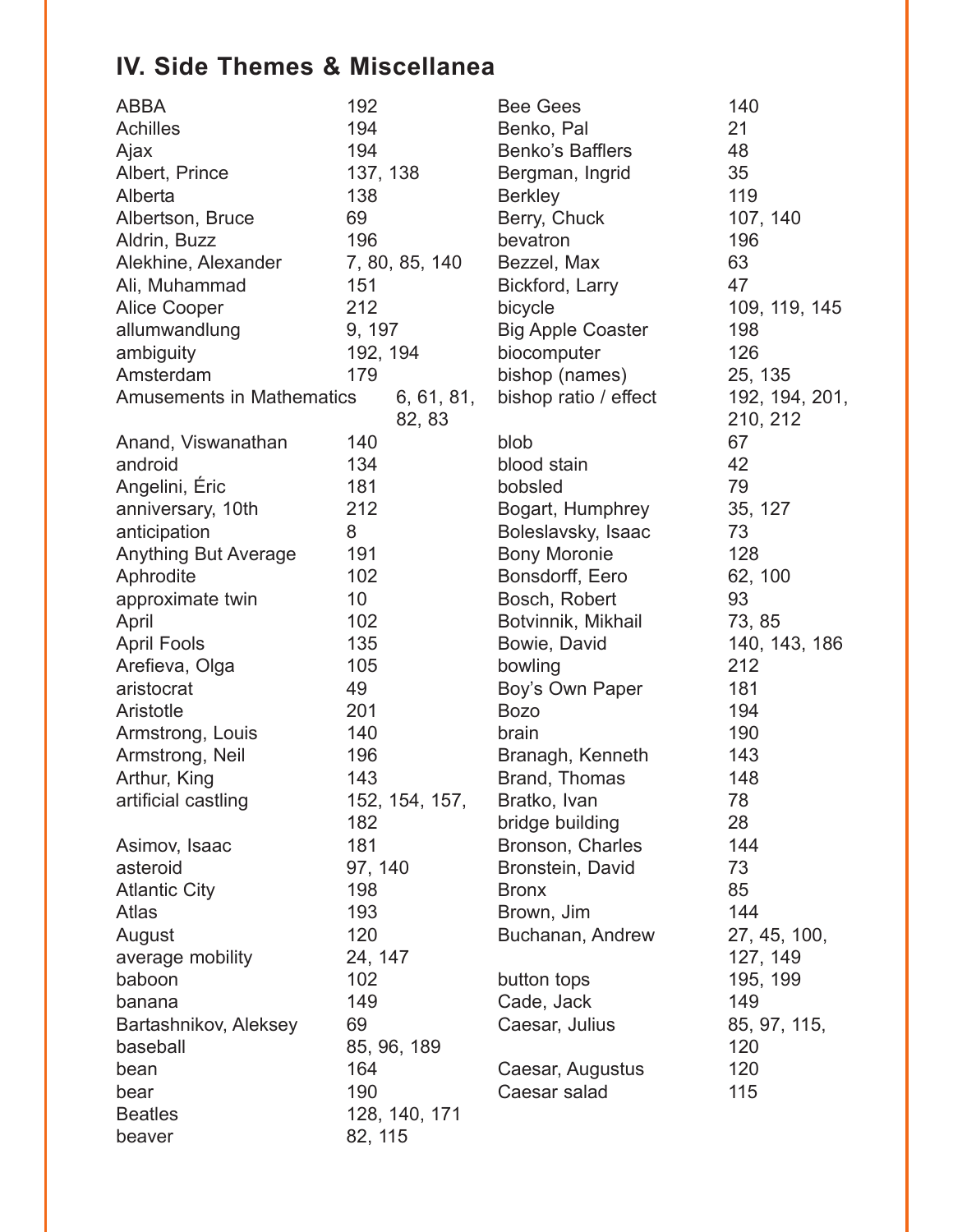## IV. Side Themes & Miscellanea

| Term | Pages |
|---|---|
| ABBA | 192 |
| Achilles | 194 |
| Ajax | 194 |
| Albert, Prince | 137, 138 |
| Alberta | 138 |
| Albertson, Bruce | 69 |
| Aldrin, Buzz | 196 |
| Alekhine, Alexander | 7, 80, 85, 140 |
| Ali, Muhammad | 151 |
| Alice Cooper | 212 |
| allumwandlung | 9, 197 |
| ambiguity | 192, 194 |
| Amsterdam | 179 |
| Amusements in Mathematics | 6, 61, 81, 82, 83 |
| Anand, Viswanathan | 140 |
| android | 134 |
| Angelini, Éric | 181 |
| anniversary, 10th | 212 |
| anticipation | 8 |
| Anything But Average | 191 |
| Aphrodite | 102 |
| approximate twin | 10 |
| April | 102 |
| April Fools | 135 |
| Arefieva, Olga | 105 |
| aristocrat | 49 |
| Aristotle | 201 |
| Armstrong, Louis | 140 |
| Armstrong, Neil | 196 |
| Arthur, King | 143 |
| artificial castling | 152, 154, 157, 182 |
| Asimov, Isaac | 181 |
| asteroid | 97, 140 |
| Atlantic City | 198 |
| Atlas | 193 |
| August | 120 |
| average mobility | 24, 147 |
| baboon | 102 |
| banana | 149 |
| Bartashnikov, Aleksey | 69 |
| baseball | 85, 96, 189 |
| bean | 164 |
| bear | 190 |
| Beatles | 128, 140, 171 |
| beaver | 82, 115 |
| Bee Gees | 140 |
| Benko, Pal | 21 |
| Benko's Bafflers | 48 |
| Bergman, Ingrid | 35 |
| Berkley | 119 |
| Berry, Chuck | 107, 140 |
| bevatron | 196 |
| Bezzel, Max | 63 |
| Bickford, Larry | 47 |
| bicycle | 109, 119, 145 |
| Big Apple Coaster | 198 |
| biocomputer | 126 |
| bishop (names) | 25, 135 |
| bishop ratio / effect | 192, 194, 201, 210, 212 |
| blob | 67 |
| blood stain | 42 |
| bobsled | 79 |
| Bogart, Humphrey | 35, 127 |
| Boleslavsky, Isaac | 73 |
| Bony Moronie | 128 |
| Bonsdorff, Eero | 62, 100 |
| Bosch, Robert | 93 |
| Botvinnik, Mikhail | 73, 85 |
| Bowie, David | 140, 143, 186 |
| bowling | 212 |
| Boy's Own Paper | 181 |
| Bozo | 194 |
| brain | 190 |
| Branagh, Kenneth | 143 |
| Brand, Thomas | 148 |
| Bratko, Ivan | 78 |
| bridge building | 28 |
| Bronson, Charles | 144 |
| Bronstein, David | 73 |
| Bronx | 85 |
| Brown, Jim | 144 |
| Buchanan, Andrew | 27, 45, 100, 127, 149 |
| button tops | 195, 199 |
| Cade, Jack | 149 |
| Caesar, Julius | 85, 97, 115, 120 |
| Caesar, Augustus | 120 |
| Caesar salad | 115 |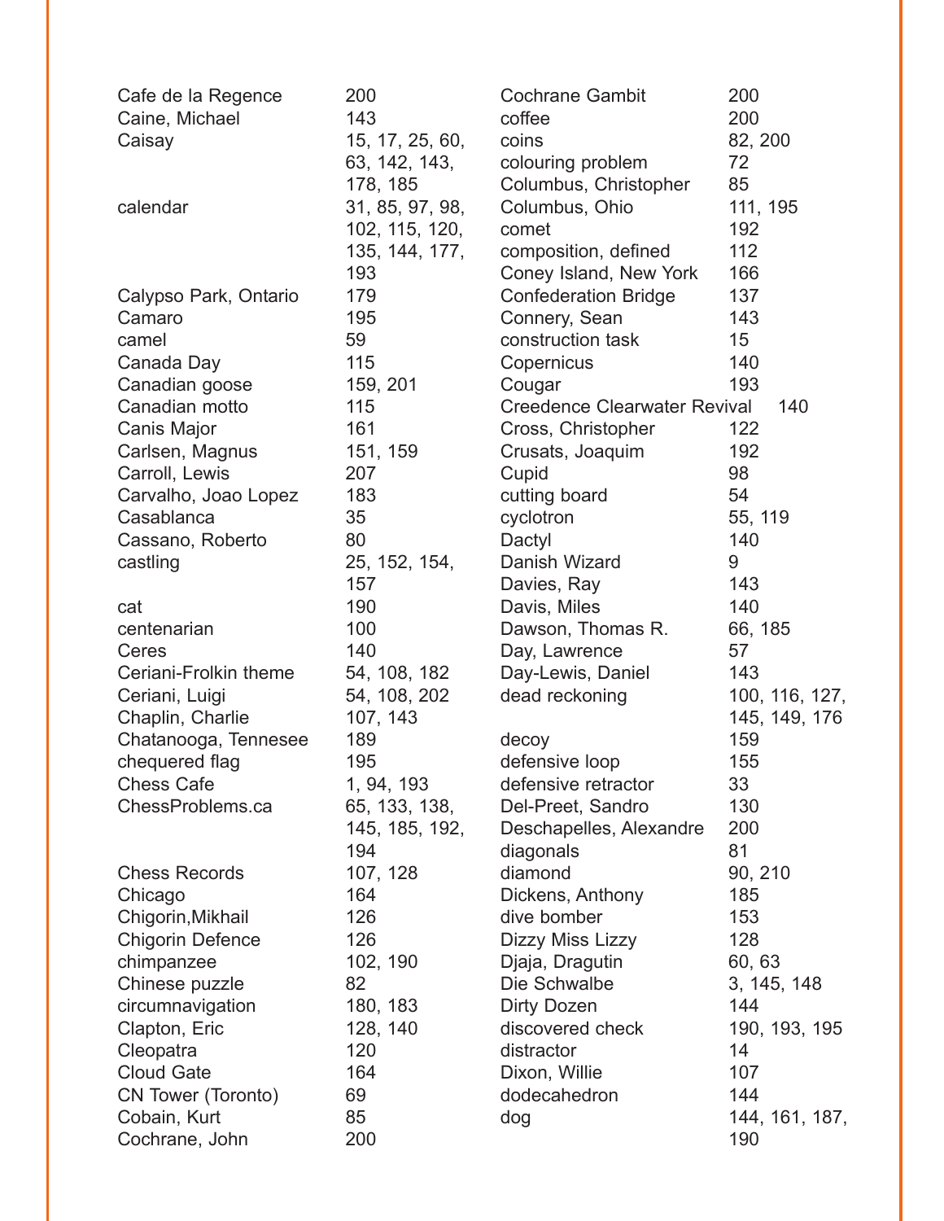| | |
|---|---|
| Cafe de la Regence | 200 |
| Caine, Michael | 143 |
| Caisay | 15, 17, 25, 60, 63, 142, 143, 178, 185 |
| calendar | 31, 85, 97, 98, 102, 115, 120, 135, 144, 177, 193 |
| Calypso Park, Ontario | 179 |
| Camaro | 195 |
| camel | 59 |
| Canada Day | 115 |
| Canadian goose | 159, 201 |
| Canadian motto | 115 |
| Canis Major | 161 |
| Carlsen, Magnus | 151, 159 |
| Carroll, Lewis | 207 |
| Carvalho, Joao Lopez | 183 |
| Casablanca | 35 |
| Cassano, Roberto | 80 |
| castling | 25, 152, 154, 157 |
| cat | 190 |
| centenarian | 100 |
| Ceres | 140 |
| Ceriani-Frolkin theme | 54, 108, 182 |
| Ceriani, Luigi | 54, 108, 202 |
| Chaplin, Charlie | 107, 143 |
| Chatanooga, Tennesee | 189 |
| chequered flag | 195 |
| Chess Cafe | 1, 94, 193 |
| ChessProblems.ca | 65, 133, 138, 145, 185, 192, 194 |
| Chess Records | 107, 128 |
| Chicago | 164 |
| Chigorin,Mikhail | 126 |
| Chigorin Defence | 126 |
| chimpanzee | 102, 190 |
| Chinese puzzle | 82 |
| circumnavigation | 180, 183 |
| Clapton, Eric | 128, 140 |
| Cleopatra | 120 |
| Cloud Gate | 164 |
| CN Tower (Toronto) | 69 |
| Cobain, Kurt | 85 |
| Cochrane, John | 200 |
| Cochrane Gambit | 200 |
| coffee | 200 |
| coins | 82, 200 |
| colouring problem | 72 |
| Columbus, Christopher | 85 |
| Columbus, Ohio | 111, 195 |
| comet | 192 |
| composition, defined | 112 |
| Coney Island, New York | 166 |
| Confederation Bridge | 137 |
| Connery, Sean | 143 |
| construction task | 15 |
| Copernicus | 140 |
| Cougar | 193 |
| Creedence Clearwater Revival | 140 |
| Cross, Christopher | 122 |
| Crusats, Joaquim | 192 |
| Cupid | 98 |
| cutting board | 54 |
| cyclotron | 55, 119 |
| Dactyl | 140 |
| Danish Wizard | 9 |
| Davies, Ray | 143 |
| Davis, Miles | 140 |
| Dawson, Thomas R. | 66, 185 |
| Day, Lawrence | 57 |
| Day-Lewis, Daniel | 143 |
| dead reckoning | 100, 116, 127, 145, 149, 176 |
| decoy | 159 |
| defensive loop | 155 |
| defensive retractor | 33 |
| Del-Preet, Sandro | 130 |
| Deschapelles, Alexandre | 200 |
| diagonals | 81 |
| diamond | 90, 210 |
| Dickens, Anthony | 185 |
| dive bomber | 153 |
| Dizzy Miss Lizzy | 128 |
| Djaja, Dragutin | 60, 63 |
| Die Schwalbe | 3, 145, 148 |
| Dirty Dozen | 144 |
| discovered check | 190, 193, 195 |
| distractor | 14 |
| Dixon, Willie | 107 |
| dodecahedron | 144 |
| dog | 144, 161, 187, 190 |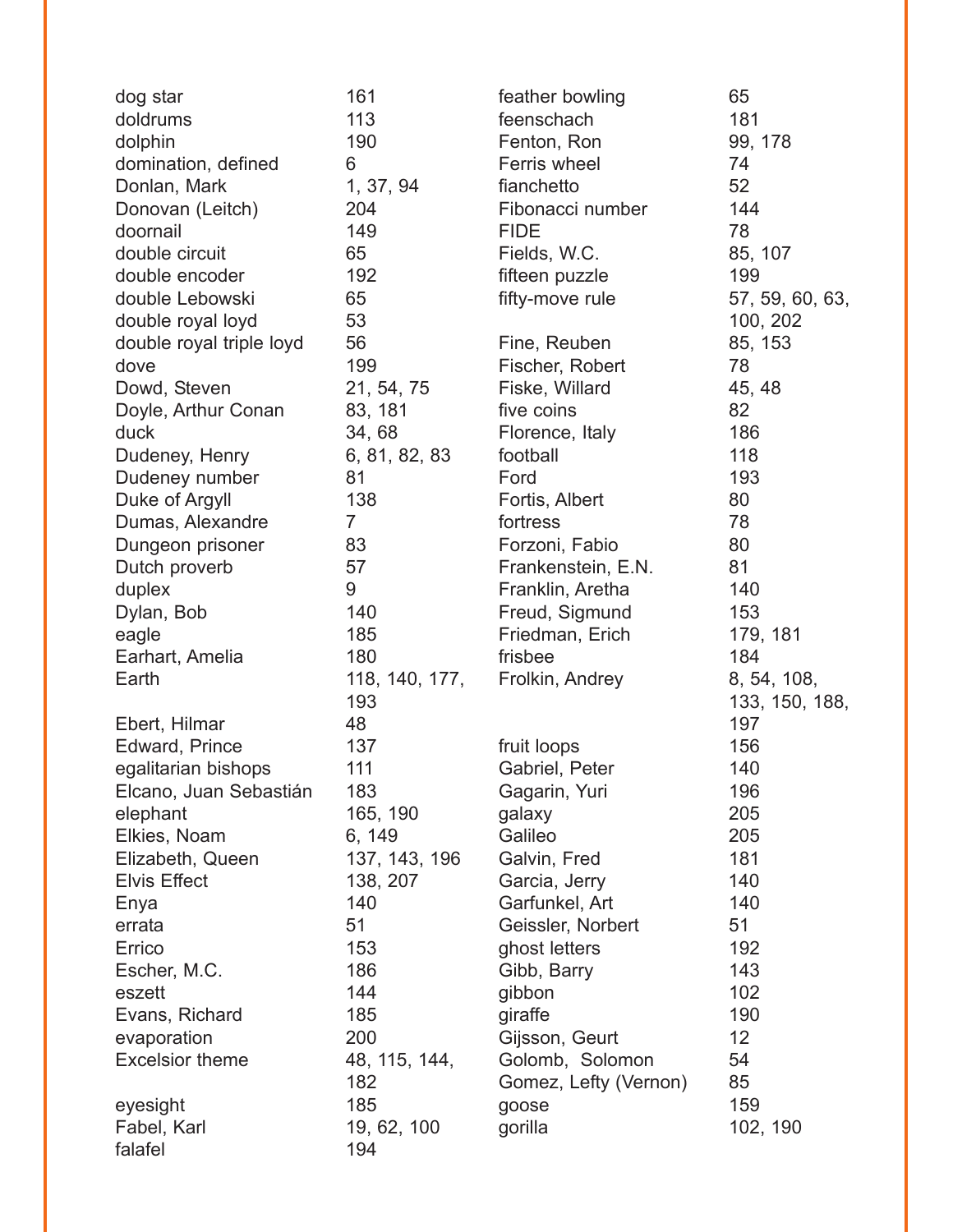dog star 161
doldrums 113
dolphin 190
domination, defined 6
Donlan, Mark 1, 37, 94
Donovan (Leitch) 204
doornail 149
double circuit 65
double encoder 192
double Lebowski 65
double royal loyd 53
double royal triple loyd 56
dove 199
Dowd, Steven 21, 54, 75
Doyle, Arthur Conan 83, 181
duck 34, 68
Dudeney, Henry 6, 81, 82, 83
Dudeney number 81
Duke of Argyll 138
Dumas, Alexandre 7
Dungeon prisoner 83
Dutch proverb 57
duplex 9
Dylan, Bob 140
eagle 185
Earhart, Amelia 180
Earth 118, 140, 177, 193
Ebert, Hilmar 48
Edward, Prince 137
egalitarian bishops 111
Elcano, Juan Sebastián 183
elephant 165, 190
Elkies, Noam 6, 149
Elizabeth, Queen 137, 143, 196
Elvis Effect 138, 207
Enya 140
errata 51
Errico 153
Escher, M.C. 186
eszett 144
Evans, Richard 185
evaporation 200
Excelsior theme 48, 115, 144, 182
eyesight 185
Fabel, Karl 19, 62, 100
falafel 194
feather bowling 65
feenschach 181
Fenton, Ron 99, 178
Ferris wheel 74
fianchetto 52
Fibonacci number 144
FIDE 78
Fields, W.C. 85, 107
fifteen puzzle 199
fifty-move rule 57, 59, 60, 63, 100, 202
Fine, Reuben 85, 153
Fischer, Robert 78
Fiske, Willard 45, 48
five coins 82
Florence, Italy 186
football 118
Ford 193
Fortis, Albert 80
fortress 78
Forzoni, Fabio 80
Frankenstein, E.N. 81
Franklin, Aretha 140
Freud, Sigmund 153
Friedman, Erich 179, 181
frisbee 184
Frolkin, Andrey 8, 54, 108, 133, 150, 188, 197
fruit loops 156
Gabriel, Peter 140
Gagarin, Yuri 196
galaxy 205
Galileo 205
Galvin, Fred 181
Garcia, Jerry 140
Garfunkel, Art 140
Geissler, Norbert 51
ghost letters 192
Gibb, Barry 143
gibbon 102
giraffe 190
Gijsson, Geurt 12
Golomb, Solomon 54
Gomez, Lefty (Vernon) 85
goose 159
gorilla 102, 190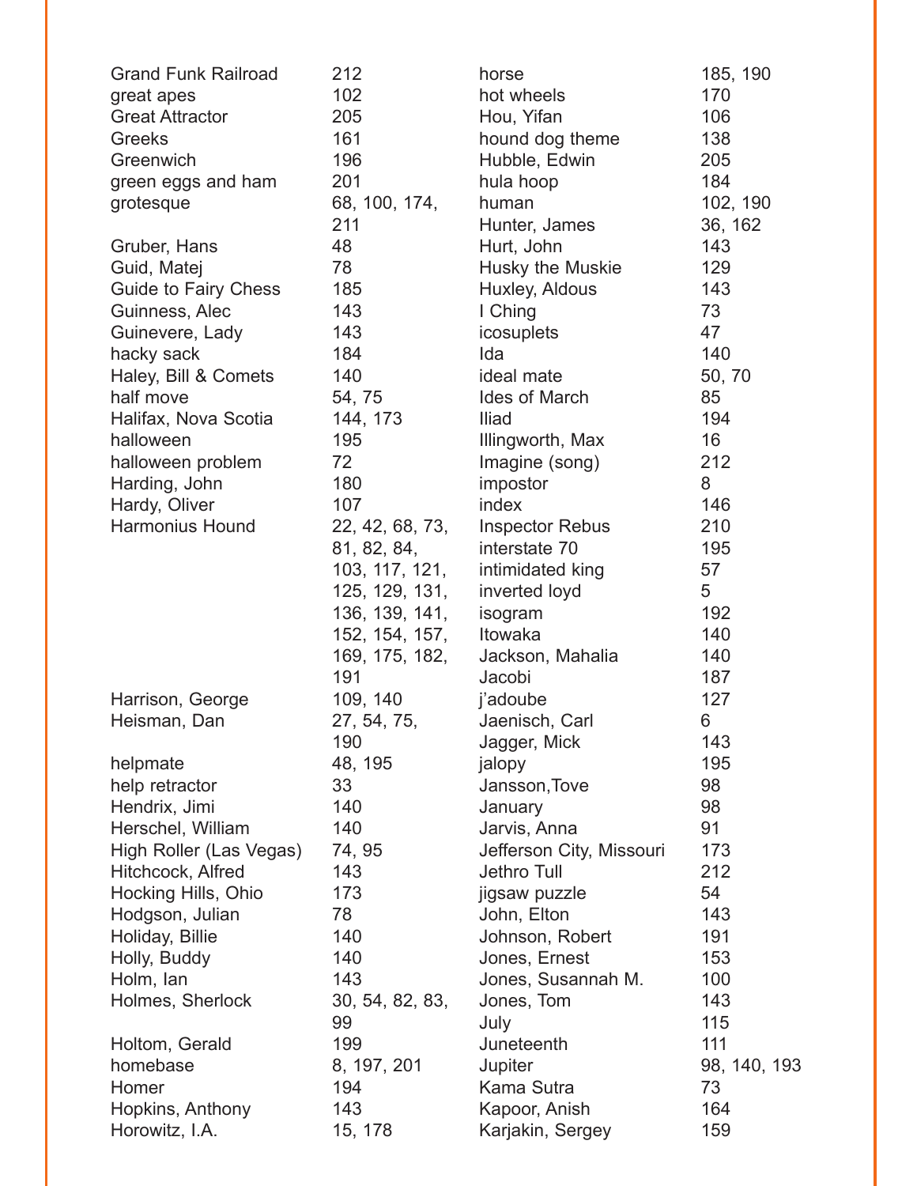Grand Funk Railroad 212
great apes 102
Great Attractor 205
Greeks 161
Greenwich 196
green eggs and ham 201
grotesque 68, 100, 174, 211
Gruber, Hans 48
Guid, Matej 78
Guide to Fairy Chess 185
Guinness, Alec 143
Guinevere, Lady 143
hacky sack 184
Haley, Bill & Comets 140
half move 54, 75
Halifax, Nova Scotia 144, 173
halloween 195
halloween problem 72
Harding, John 180
Hardy, Oliver 107
Harmonius Hound 22, 42, 68, 73, 81, 82, 84, 103, 117, 121, 125, 129, 131, 136, 139, 141, 152, 154, 157, 169, 175, 182, 191
Harrison, George 109, 140
Heisman, Dan 27, 54, 75, 190
helpmate 48, 195
help retractor 33
Hendrix, Jimi 140
Herschel, William 140
High Roller (Las Vegas) 74, 95
Hitchcock, Alfred 143
Hocking Hills, Ohio 173
Hodgson, Julian 78
Holiday, Billie 140
Holly, Buddy 140
Holm, Ian 143
Holmes, Sherlock 30, 54, 82, 83, 99
Holtom, Gerald 199
homebase 8, 197, 201
Homer 194
Hopkins, Anthony 143
Horowitz, I.A. 15, 178
horse 185, 190
hot wheels 170
Hou, Yifan 106
hound dog theme 138
Hubble, Edwin 205
hula hoop 184
human 102, 190
Hunter, James 36, 162
Hurt, John 143
Husky the Muskie 129
Huxley, Aldous 143
I Ching 73
icosuplets 47
Ida 140
ideal mate 50, 70
Ides of March 85
Iliad 194
Illingworth, Max 16
Imagine (song) 212
impostor 8
index 146
Inspector Rebus 210
interstate 70 195
intimidated king 57
inverted loyd 5
isogram 192
Itowaka 140
Jackson, Mahalia 140
Jacobi 187
j'adoube 127
Jaenisch, Carl 6
Jagger, Mick 143
jalopy 195
Jansson,Tove 98
January 98
Jarvis, Anna 91
Jefferson City, Missouri 173
Jethro Tull 212
jigsaw puzzle 54
John, Elton 143
Johnson, Robert 191
Jones, Ernest 153
Jones, Susannah M. 100
Jones, Tom 143
July 115
Juneteenth 111
Jupiter 98, 140, 193
Kama Sutra 73
Kapoor, Anish 164
Karjakin, Sergey 159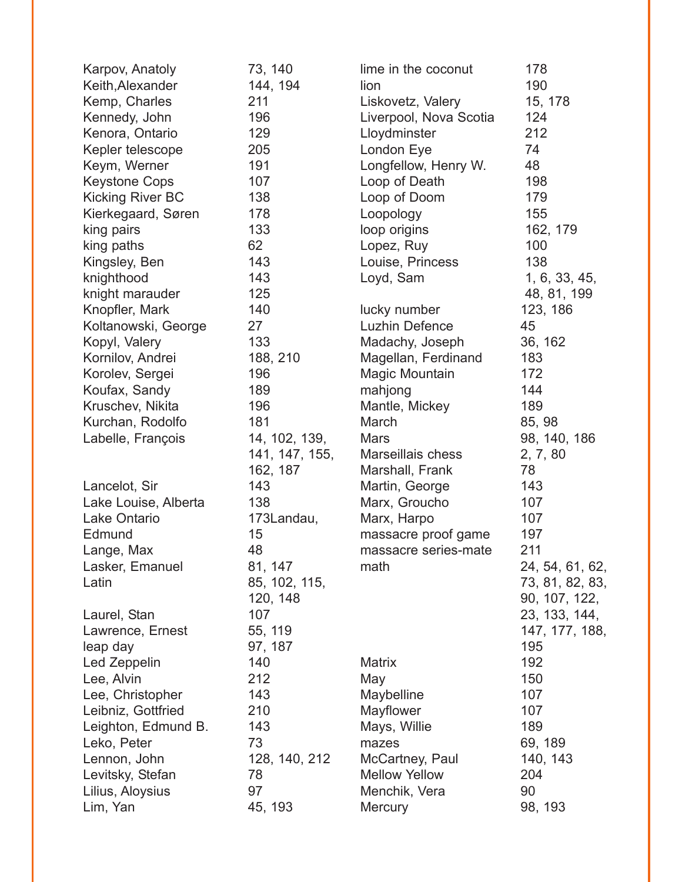Karpov, Anatoly 73, 140
Keith,Alexander 144, 194
Kemp, Charles 211
Kennedy, John 196
Kenora, Ontario 129
Kepler telescope 205
Keym, Werner 191
Keystone Cops 107
Kicking River BC 138
Kierkegaard, Søren 178
king pairs 133
king paths 62
Kingsley, Ben 143
knighthood 143
knight marauder 125
Knopfler, Mark 140
Koltanowski, George 27
Kopyl, Valery 133
Kornilov, Andrei 188, 210
Korolev, Sergei 196
Koufax, Sandy 189
Kruschev, Nikita 196
Kurchan, Rodolfo 181
Labelle, François 14, 102, 139, 141, 147, 155, 162, 187
Lancelot, Sir 143
Lake Louise, Alberta 138
Lake Ontario 173Landau,
Edmund 15
Lange, Max 48
Lasker, Emanuel 81, 147
Latin 85, 102, 115, 120, 148
Laurel, Stan 107
Lawrence, Ernest 55, 119
leap day 97, 187
Led Zeppelin 140
Lee, Alvin 212
Lee, Christopher 143
Leibniz, Gottfried 210
Leighton, Edmund B. 143
Leko, Peter 73
Lennon, John 128, 140, 212
Levitsky, Stefan 78
Lilius, Aloysius 97
Lim, Yan 45, 193

lime in the coconut 178
lion 190
Liskovetz, Valery 15, 178
Liverpool, Nova Scotia 124
Lloydminster 212
London Eye 74
Longfellow, Henry W. 48
Loop of Death 198
Loop of Doom 179
Loopology 155
loop origins 162, 179
Lopez, Ruy 100
Louise, Princess 138
Loyd, Sam 1, 6, 33, 45, 48, 81, 199
lucky number 123, 186
Luzhin Defence 45
Madachy, Joseph 36, 162
Magellan, Ferdinand 183
Magic Mountain 172
mahjong 144
Mantle, Mickey 189
March 85, 98
Mars 98, 140, 186
Marseillais chess 2, 7, 80
Marshall, Frank 78
Martin, George 143
Marx, Groucho 107
Marx, Harpo 107
massacre proof game 197
massacre series-mate 211
math 24, 54, 61, 62, 73, 81, 82, 83, 90, 107, 122, 23, 133, 144, 147, 177, 188, 195
Matrix 192
May 150
Maybelline 107
Mayflower 107
Mays, Willie 189
mazes 69, 189
McCartney, Paul 140, 143
Mellow Yellow 204
Menchik, Vera 90
Mercury 98, 193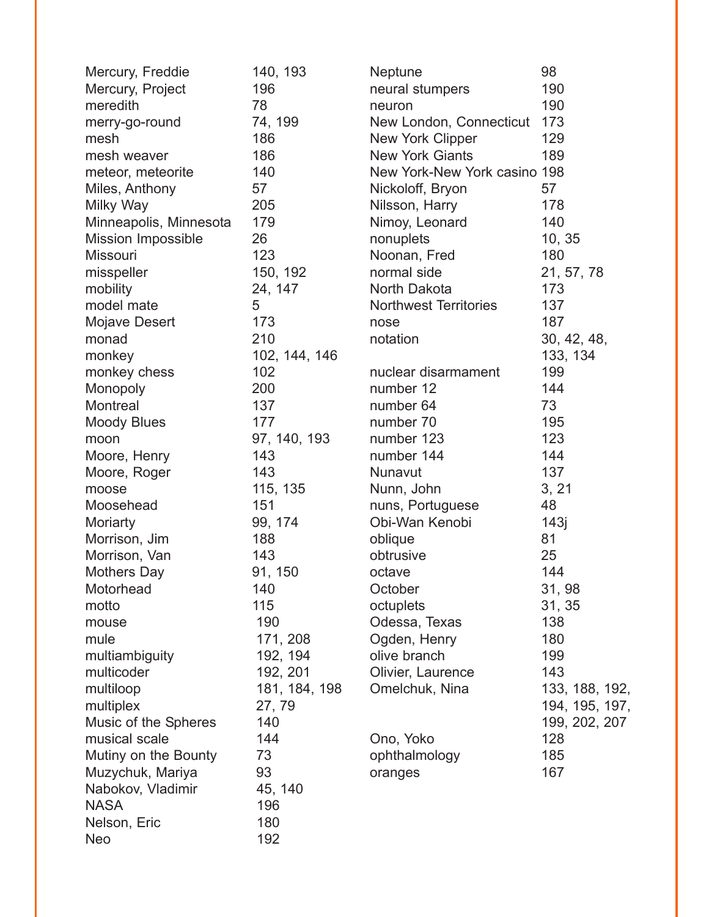| | |
|---|---|
| Mercury, Freddie | 140, 193 |
| Mercury, Project | 196 |
| meredith | 78 |
| merry-go-round | 74, 199 |
| mesh | 186 |
| mesh weaver | 186 |
| meteor, meteorite | 140 |
| Miles, Anthony | 57 |
| Milky Way | 205 |
| Minneapolis, Minnesota | 179 |
| Mission Impossible | 26 |
| Missouri | 123 |
| misspeller | 150, 192 |
| mobility | 24, 147 |
| model mate | 5 |
| Mojave Desert | 173 |
| monad | 210 |
| monkey | 102, 144, 146 |
| monkey chess | 102 |
| Monopoly | 200 |
| Montreal | 137 |
| Moody Blues | 177 |
| moon | 97, 140, 193 |
| Moore, Henry | 143 |
| Moore, Roger | 143 |
| moose | 115, 135 |
| Moosehead | 151 |
| Moriarty | 99, 174 |
| Morrison, Jim | 188 |
| Morrison, Van | 143 |
| Mothers Day | 91, 150 |
| Motorhead | 140 |
| motto | 115 |
| mouse | 190 |
| mule | 171, 208 |
| multiambiguity | 192, 194 |
| multicoder | 192, 201 |
| multiloop | 181, 184, 198 |
| multiplex | 27, 79 |
| Music of the Spheres | 140 |
| musical scale | 144 |
| Mutiny on the Bounty | 73 |
| Muzychuk, Mariya | 93 |
| Nabokov, Vladimir | 45, 140 |
| NASA | 196 |
| Nelson, Eric | 180 |
| Neo | 192 |
| Neptune | 98 |
| neural stumpers | 190 |
| neuron | 190 |
| New London, Connecticut | 173 |
| New York Clipper | 129 |
| New York Giants | 189 |
| New York-New York casino | 198 |
| Nickoloff, Bryon | 57 |
| Nilsson, Harry | 178 |
| Nimoy, Leonard | 140 |
| nonuplets | 10, 35 |
| Noonan, Fred | 180 |
| normal side | 21, 57, 78 |
| North Dakota | 173 |
| Northwest Territories | 137 |
| nose | 187 |
| notation | 30, 42, 48, 133, 134 |
| nuclear disarmament | 199 |
| number 12 | 144 |
| number 64 | 73 |
| number 70 | 195 |
| number 123 | 123 |
| number 144 | 144 |
| Nunavut | 137 |
| Nunn, John | 3, 21 |
| nuns, Portuguese | 48 |
| Obi-Wan Kenobi | 143j |
| oblique | 81 |
| obtrusive | 25 |
| octave | 144 |
| October | 31, 98 |
| octuplets | 31, 35 |
| Odessa, Texas | 138 |
| Ogden, Henry | 180 |
| olive branch | 199 |
| Olivier, Laurence | 143 |
| Omelchuk, Nina | 133, 188, 192, 194, 195, 197, 199, 202, 207 |
| Ono, Yoko | 128 |
| ophthalmology | 185 |
| oranges | 167 |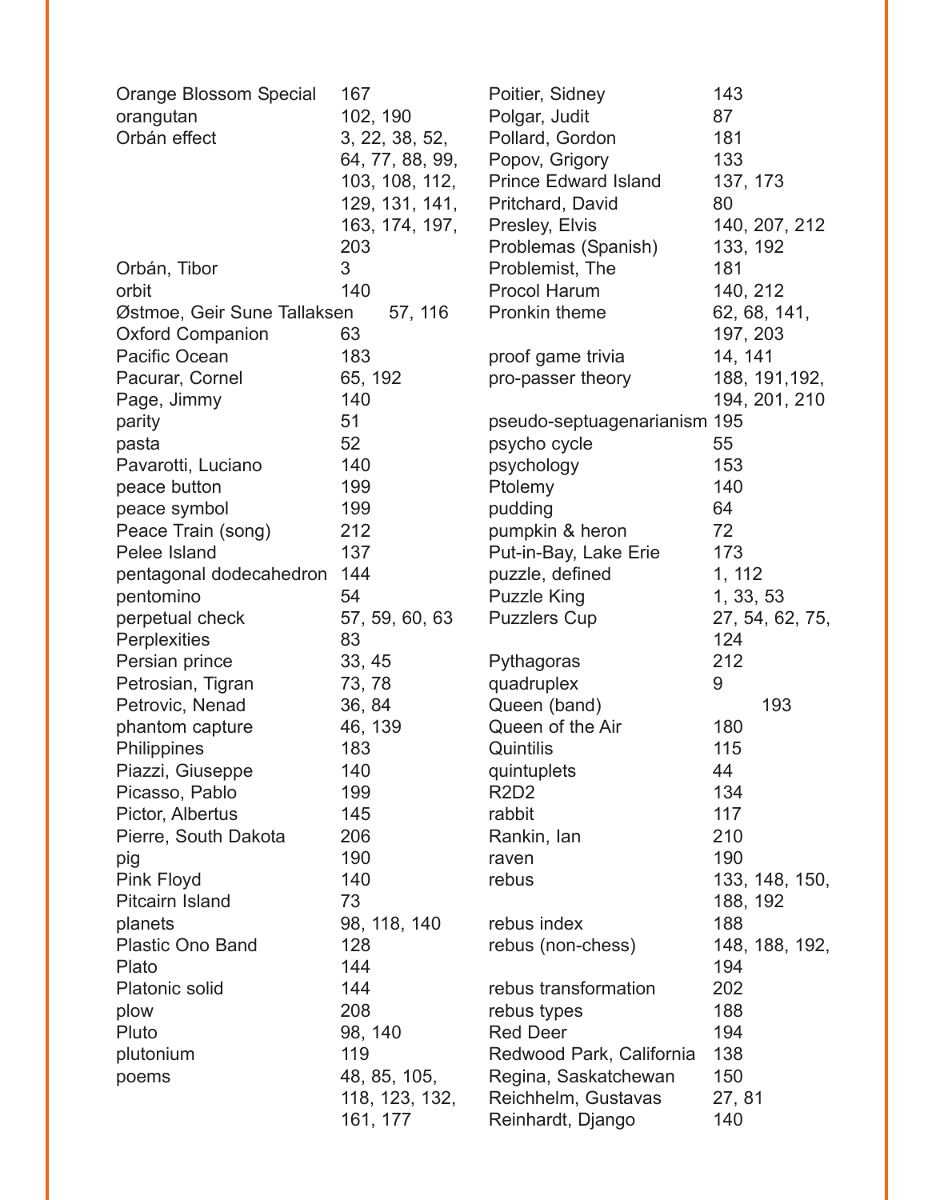Orange Blossom Special 167
orangutan 102, 190
Orbán effect 3, 22, 38, 52, 64, 77, 88, 99, 103, 108, 112, 129, 131, 141, 163, 174, 197, 203
Orbán, Tibor 3
orbit 140
Østmoe, Geir Sune Tallaksen 57, 116
Oxford Companion 63
Pacific Ocean 183
Pacurar, Cornel 65, 192
Page, Jimmy 140
parity 51
pasta 52
Pavarotti, Luciano 140
peace button 199
peace symbol 199
Peace Train (song) 212
Pelee Island 137
pentagonal dodecahedron 144
pentomino 54
perpetual check 57, 59, 60, 63
Perplexities 83
Persian prince 33, 45
Petrosian, Tigran 73, 78
Petrovic, Nenad 36, 84
phantom capture 46, 139
Philippines 183
Piazzi, Giuseppe 140
Picasso, Pablo 199
Pictor, Albertus 145
Pierre, South Dakota 206
pig 190
Pink Floyd 140
Pitcairn Island 73
planets 98, 118, 140
Plastic Ono Band 128
Plato 144
Platonic solid 144
plow 208
Pluto 98, 140
plutonium 119
poems 48, 85, 105, 118, 123, 132, 161, 177

Poitier, Sidney 143
Polgar, Judit 87
Pollard, Gordon 181
Popov, Grigory 133
Prince Edward Island 137, 173
Pritchard, David 80
Presley, Elvis 140, 207, 212
Problemas (Spanish) 133, 192
Problemist, The 181
Procol Harum 140, 212
Pronkin theme 62, 68, 141, 197, 203
proof game trivia 14, 141
pro-passer theory 188, 191,192, 194, 201, 210
pseudo-septuagenarianism 195
psycho cycle 55
psychology 153
Ptolemy 140
pudding 64
pumpkin & heron 72
Put-in-Bay, Lake Erie 173
puzzle, defined 1, 112
Puzzle King 1, 33, 53
Puzzlers Cup 27, 54, 62, 75, 124
Pythagoras 212
quadruplex 9
Queen (band) 193
Queen of the Air 180
Quintilis 115
quintuplets 44
R2D2 134
rabbit 117
Rankin, Ian 210
raven 190
rebus 133, 148, 150, 188, 192
rebus index 188
rebus (non-chess) 148, 188, 192, 194
rebus transformation 202
rebus types 188
Red Deer 194
Redwood Park, California 138
Regina, Saskatchewan 150
Reichhelm, Gustavas 27, 81
Reinhardt, Django 140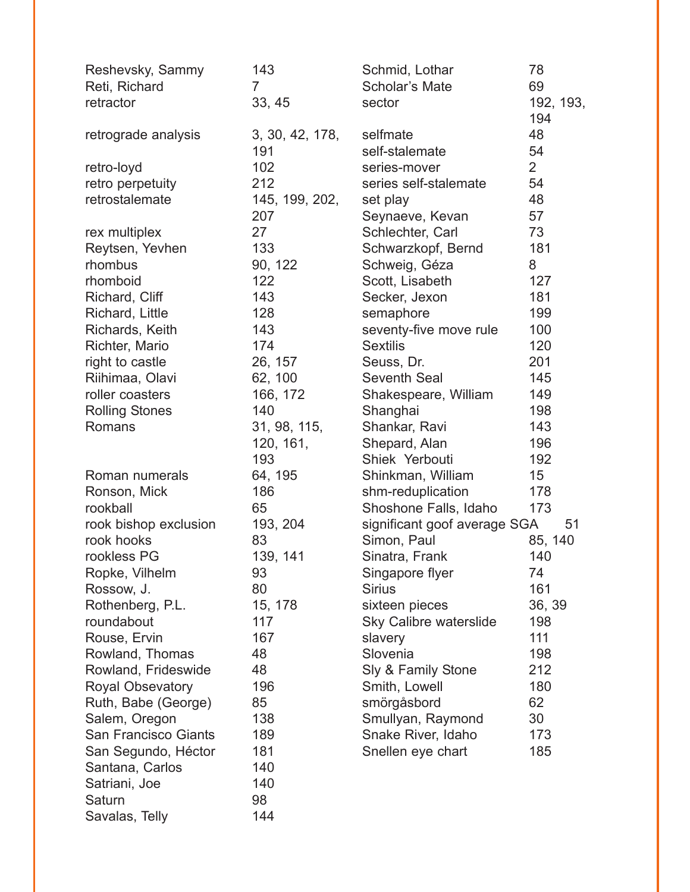Reshevsky, Sammy 143
Reti, Richard 7
retractor 33, 45
retrograde analysis 3, 30, 42, 178, 191
retro-loyd 102
retro perpetuity 212
retrostalemate 145, 199, 202, 207
rex multiplex 27
Reytsen, Yevhen 133
rhombus 90, 122
rhomboid 122
Richard, Cliff 143
Richard, Little 128
Richards, Keith 143
Richter, Mario 174
right to castle 26, 157
Riihimaa, Olavi 62, 100
roller coasters 166, 172
Rolling Stones 140
Romans 31, 98, 115, 120, 161, 193
Roman numerals 64, 195
Ronson, Mick 186
rookball 65
rook bishop exclusion 193, 204
rook hooks 83
rookless PG 139, 141
Ropke, Vilhelm 93
Rossow, J. 80
Rothenberg, P.L. 15, 178
roundabout 117
Rouse, Ervin 167
Rowland, Thomas 48
Rowland, Frideswide 48
Royal Obsevatory 196
Ruth, Babe (George) 85
Salem, Oregon 138
San Francisco Giants 189
San Segundo, Héctor 181
Santana, Carlos 140
Satriani, Joe 140
Saturn 98
Savalas, Telly 144
Schmid, Lothar 78
Scholar's Mate 69
sector 192, 193, 194
selfmate 48
self-stalemate 54
series-mover 2
series self-stalemate 54
set play 48
Seynaeve, Kevan 57
Schlechter, Carl 73
Schwarzkopf, Bernd 181
Schweig, Géza 8
Scott, Lisabeth 127
Secker, Jexon 181
semaphore 199
seventy-five move rule 100
Sextilis 120
Seuss, Dr. 201
Seventh Seal 145
Shakespeare, William 149
Shanghai 198
Shankar, Ravi 143
Shepard, Alan 196
Shiek Yerbouti 192
Shinkman, William 15
shm-reduplication 178
Shoshone Falls, Idaho 173
significant goof average SGA 51
Simon, Paul 85, 140
Sinatra, Frank 140
Singapore flyer 74
Sirius 161
sixteen pieces 36, 39
Sky Calibre waterslide 198
slavery 111
Slovenia 198
Sly & Family Stone 212
Smith, Lowell 180
smörgåsbord 62
Smullyan, Raymond 30
Snake River, Idaho 173
Snellen eye chart 185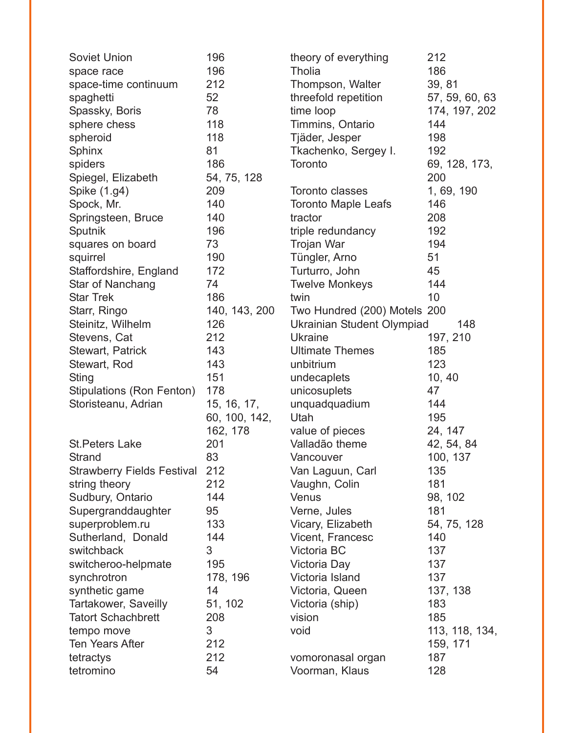Soviet Union 196
space race 196
space-time continuum 212
spaghetti 52
Spassky, Boris 78
sphere chess 118
spheroid 118
Sphinx 81
spiders 186
Spiegel, Elizabeth 54, 75, 128
Spike (1.g4) 209
Spock, Mr. 140
Springsteen, Bruce 140
Sputnik 196
squares on board 73
squirrel 190
Staffordshire, England 172
Star of Nanchang 74
Star Trek 186
Starr, Ringo 140, 143, 200
Steinitz, Wilhelm 126
Stevens, Cat 212
Stewart, Patrick 143
Stewart, Rod 143
Sting 151
Stipulations (Ron Fenton) 178
Storisteanu, Adrian 15, 16, 17, 60, 100, 142, 162, 178
St.Peters Lake 201
Strand 83
Strawberry Fields Festival 212
string theory 212
Sudbury, Ontario 144
Supergranddaughter 95
superproblem.ru 133
Sutherland, Donald 144
switchback 3
switcheroo-helpmate 195
synchrotron 178, 196
synthetic game 14
Tartakower, Saveilly 51, 102
Tatort Schachbrett 208
tempo move 3
Ten Years After 212
tetractys 212
tetromino 54
theory of everything 212
Tholia 186
Thompson, Walter 39, 81
threefold repetition 57, 59, 60, 63
time loop 174, 197, 202
Timmins, Ontario 144
Tjäder, Jesper 198
Tkachenko, Sergey I. 192
Toronto 69, 128, 173, 200
Toronto classes 1, 69, 190
Toronto Maple Leafs 146
tractor 208
triple redundancy 192
Trojan War 194
Tüngler, Arno 51
Turturro, John 45
Twelve Monkeys 144
twin 10
Two Hundred (200) Motels 200
Ukrainian Student Olympiad 148
Ukraine 197, 210
Ultimate Themes 185
unbitrium 123
undecaplets 10, 40
unicosuplets 47
unquadquadium 144
Utah 195
value of pieces 24, 147
Valladão theme 42, 54, 84
Vancouver 100, 137
Van Laguun, Carl 135
Vaughn, Colin 181
Venus 98, 102
Verne, Jules 181
Vicary, Elizabeth 54, 75, 128
Vicent, Francesc 140
Victoria BC 137
Victoria Day 137
Victoria Island 137
Victoria, Queen 137, 138
Victoria (ship) 183
vision 185
void 113, 118, 134, 159, 171
vomoronasal organ 187
Voorman, Klaus 128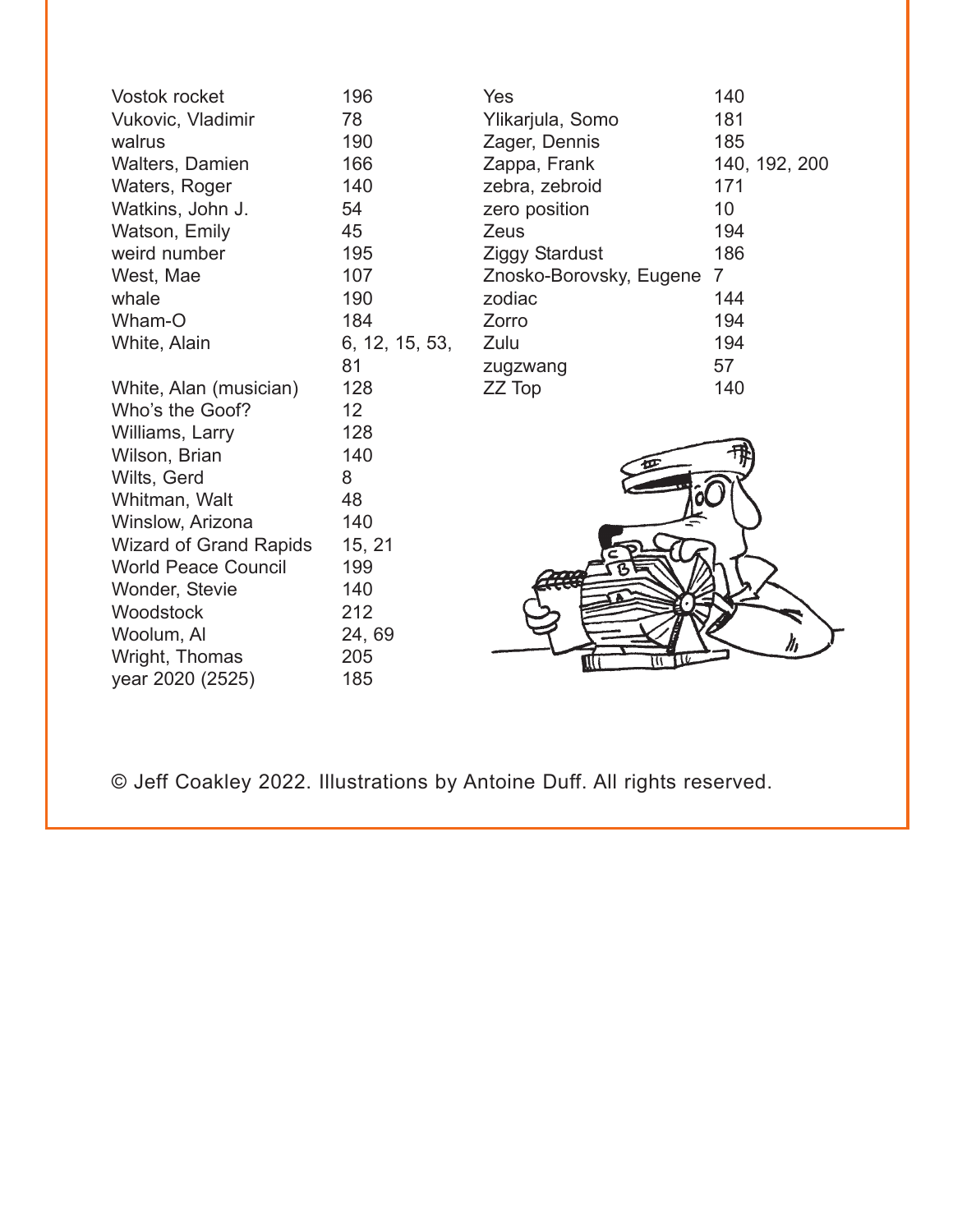Vostok rocket 196
Vukovic, Vladimir 78
walrus 190
Walters, Damien 166
Waters, Roger 140
Watkins, John J. 54
Watson, Emily 45
weird number 195
West, Mae 107
whale 190
Wham-O 184
White, Alain 6, 12, 15, 53, 81
White, Alan (musician) 128
Who's the Goof? 12
Williams, Larry 128
Wilson, Brian 140
Wilts, Gerd 8
Whitman, Walt 48
Winslow, Arizona 140
Wizard of Grand Rapids 15, 21
World Peace Council 199
Wonder, Stevie 140
Woodstock 212
Woolum, Al 24, 69
Wright, Thomas 205
year 2020 (2525) 185
Yes 140
Ylikarjula, Somo 181
Zager, Dennis 185
Zappa, Frank 140, 192, 200
zebra, zebroid 171
zero position 10
Zeus 194
Ziggy Stardust 186
Znosko-Borovsky, Eugene 7
zodiac 144
Zorro 194
Zulu 194
zugzwang 57
ZZ Top 140

© Jeff Coakley 2022. Illustrations by Antoine Duff. All rights reserved.